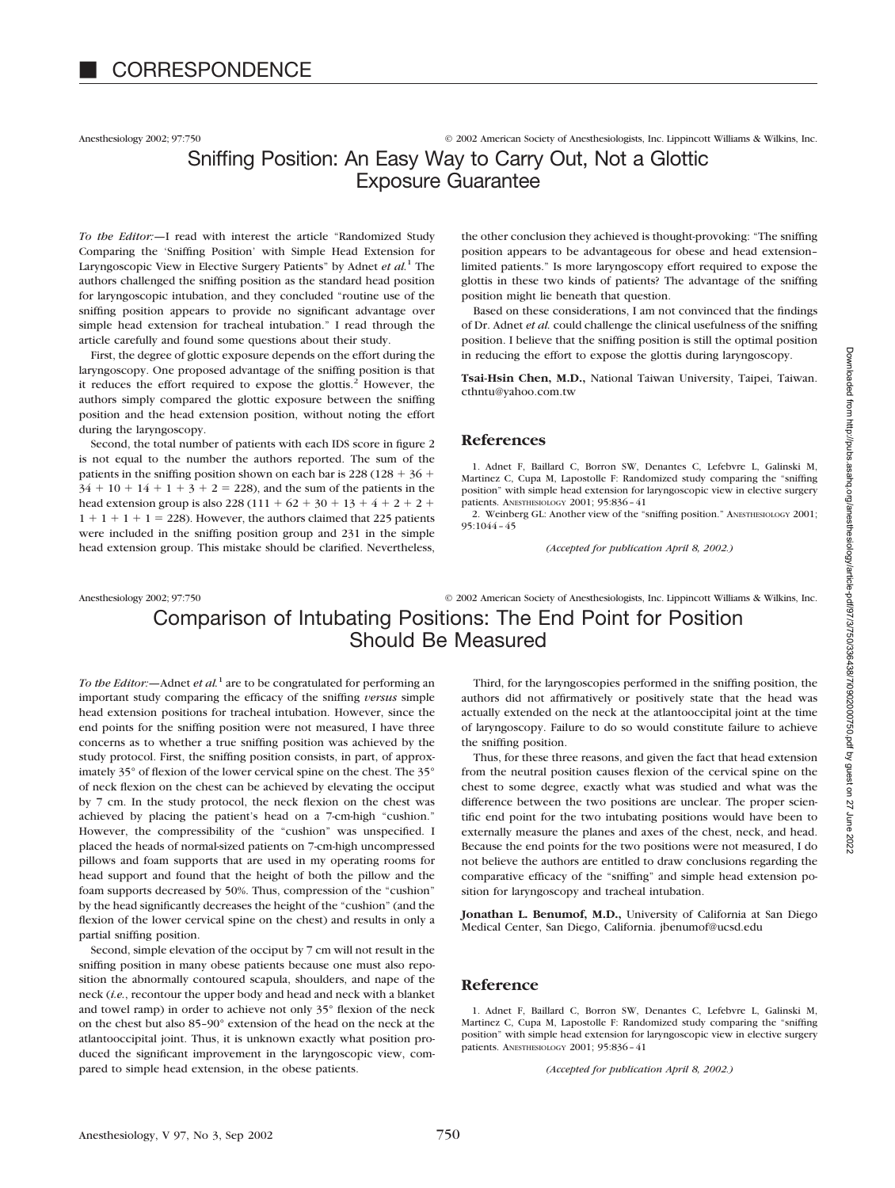# CORRESPONDENCE

Anesthesiology 2002; 97:750 © 2002 American Society of Anesthesiologists, Inc. Lippincott Williams & Wilkins, Inc.

## Sniffing Position: An Easy Way to Carry Out, Not a Glottic Exposure Guarantee

*To the Editor:*—I read with interest the article "Randomized Study Comparing the 'Sniffing Position' with Simple Head Extension for Laryngoscopic View in Elective Surgery Patients" by Adnet *et al.*[1] The authors challenged the sniffing position as the standard head position for laryngoscopic intubation, and they concluded "routine use of the sniffing position appears to provide no significant advantage over simple head extension for tracheal intubation." I read through the article carefully and found some questions about their study.

First, the degree of glottic exposure depends on the effort during the laryngoscopy. One proposed advantage of the sniffing position is that it reduces the effort required to expose the glottis.[2] However, the authors simply compared the glottic exposure between the sniffing position and the head extension position, without noting the effort during the laryngoscopy.

Second, the total number of patients with each IDS score in figure 2 is not equal to the number the authors reported. The sum of the patients in the sniffing position shown on each bar is 228 (128 + 36 + 34 + 10 + 14 + 1 + 3 + 2 = 228), and the sum of the patients in the head extension group is also 228 (111 + 62 + 30 + 13 + 4 + 2 + 2 + 1 + 1 + 1 + 1 = 228). However, the authors claimed that 225 patients were included in the sniffing position group and 231 in the simple head extension group. This mistake should be clarified. Nevertheless, the other conclusion they achieved is thought-provoking: "The sniffing position appears to be advantageous for obese and head extension–limited patients." Is more laryngoscopy effort required to expose the glottis in these two kinds of patients? The advantage of the sniffing position might lie beneath that question.

Based on these considerations, I am not convinced that the findings of Dr. Adnet *et al.* could challenge the clinical usefulness of the sniffing position. I believe that the sniffing position is still the optimal position in reducing the effort to expose the glottis during laryngoscopy.

**Tsai-Hsin Chen, M.D.,** National Taiwan University, Taipei, Taiwan. cthntu@yahoo.com.tw

### References

1. Adnet F, Baillard C, Borron SW, Denantes C, Lefebvre L, Galinski M, Martinez C, Cupa M, Lapostolle F: Randomized study comparing the "sniffing position" with simple head extension for laryngoscopic view in elective surgery patients. ANESTHESIOLOGY 2001; 95:836–41
2. Weinberg GL: Another view of the "sniffing position." ANESTHESIOLOGY 2001; 95:1044–45

*(Accepted for publication April 8, 2002.)*

Anesthesiology 2002; 97:750 © 2002 American Society of Anesthesiologists, Inc. Lippincott Williams & Wilkins, Inc.

## Comparison of Intubating Positions: The End Point for Position Should Be Measured

*To the Editor:*—Adnet *et al.*[1] are to be congratulated for performing an important study comparing the efficacy of the sniffing *versus* simple head extension positions for tracheal intubation. However, since the end points for the sniffing position were not measured, I have three concerns as to whether a true sniffing position was achieved by the study protocol. First, the sniffing position consists, in part, of approximately 35° of flexion of the lower cervical spine on the chest. The 35° of neck flexion on the chest can be achieved by elevating the occiput by 7 cm. In the study protocol, the neck flexion on the chest was achieved by placing the patient's head on a 7-cm-high "cushion." However, the compressibility of the "cushion" was unspecified. I placed the heads of normal-sized patients on 7-cm-high uncompressed pillows and foam supports that are used in my operating rooms for head support and found that the height of both the pillow and the foam supports decreased by 50%. Thus, compression of the "cushion" by the head significantly decreases the height of the "cushion" (and the flexion of the lower cervical spine on the chest) and results in only a partial sniffing position.

Second, simple elevation of the occiput by 7 cm will not result in the sniffing position in many obese patients because one must also reposition the abnormally contoured scapula, shoulders, and nape of the neck (*i.e.*, recontour the upper body and head and neck with a blanket and towel ramp) in order to achieve not only 35° flexion of the neck on the chest but also 85–90° extension of the head on the neck at the atlantooccipital joint. Thus, it is unknown exactly what position produced the significant improvement in the laryngoscopic view, compared to simple head extension, in the obese patients.

Third, for the laryngoscopies performed in the sniffing position, the authors did not affirmatively or positively state that the head was actually extended on the neck at the atlantooccipital joint at the time of laryngoscopy. Failure to do so would constitute failure to achieve the sniffing position.

Thus, for these three reasons, and given the fact that head extension from the neutral position causes flexion of the cervical spine on the chest to some degree, exactly what was studied and what was the difference between the two positions are unclear. The proper scientific end point for the two intubating positions would have been to externally measure the planes and axes of the chest, neck, and head. Because the end points for the two positions were not measured, I do not believe the authors are entitled to draw conclusions regarding the comparative efficacy of the "sniffing" and simple head extension position for laryngoscopy and tracheal intubation.

**Jonathan L. Benumof, M.D.,** University of California at San Diego Medical Center, San Diego, California. jbenumof@ucsd.edu

### Reference

1. Adnet F, Baillard C, Borron SW, Denantes C, Lefebvre L, Galinski M, Martinez C, Cupa M, Lapostolle F: Randomized study comparing the "sniffing position" with simple head extension for laryngoscopic view in elective surgery patients. ANESTHESIOLOGY 2001; 95:836–41

*(Accepted for publication April 8, 2002.)*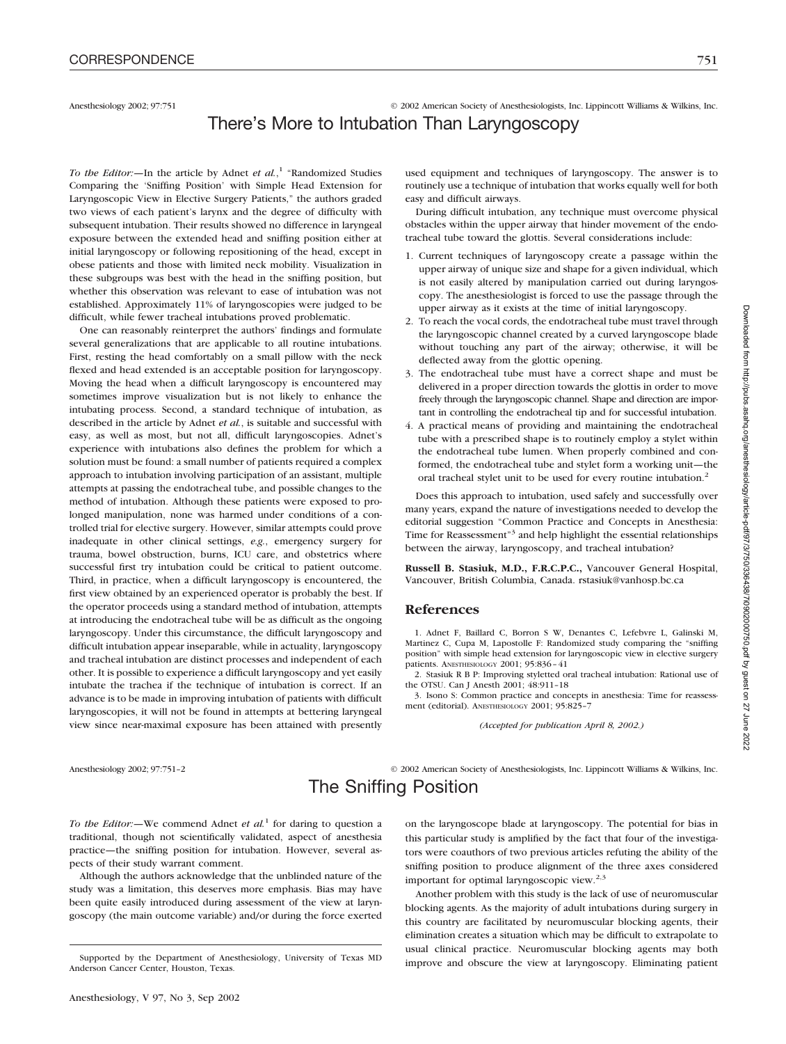Anesthesiology 2002; 97:751 © 2002 American Society of Anesthesiologists, Inc. Lippincott Williams & Wilkins, Inc.

# There's More to Intubation Than Laryngoscopy

*To the Editor:*—In the article by Adnet *et al.*,[1] "Randomized Studies Comparing the 'Sniffing Position' with Simple Head Extension for Laryngoscopic View in Elective Surgery Patients," the authors graded two views of each patient's larynx and the degree of difficulty with subsequent intubation. Their results showed no difference in laryngeal exposure between the extended head and sniffing position either at initial laryngoscopy or following repositioning of the head, except in obese patients and those with limited neck mobility. Visualization in these subgroups was best with the head in the sniffing position, but whether this observation was relevant to ease of intubation was not established. Approximately 11% of laryngoscopies were judged to be difficult, while fewer tracheal intubations proved problematic.

One can reasonably reinterpret the authors' findings and formulate several generalizations that are applicable to all routine intubations. First, resting the head comfortably on a small pillow with the neck flexed and head extended is an acceptable position for laryngoscopy. Moving the head when a difficult laryngoscopy is encountered may sometimes improve visualization but is not likely to enhance the intubating process. Second, a standard technique of intubation, as described in the article by Adnet *et al.*, is suitable and successful with easy, as well as most, but not all, difficult laryngoscopies. Adnet's experience with intubations also defines the problem for which a solution must be found: a small number of patients required a complex approach to intubation involving participation of an assistant, multiple attempts at passing the endotracheal tube, and possible changes to the method of intubation. Although these patients were exposed to prolonged manipulation, none was harmed under conditions of a controlled trial for elective surgery. However, similar attempts could prove inadequate in other clinical settings, *e.g.*, emergency surgery for trauma, bowel obstruction, burns, ICU care, and obstetrics where successful first try intubation could be critical to patient outcome. Third, in practice, when a difficult laryngoscopy is encountered, the first view obtained by an experienced operator is probably the best. If the operator proceeds using a standard method of intubation, attempts at introducing the endotracheal tube will be as difficult as the ongoing laryngoscopy. Under this circumstance, the difficult laryngoscopy and difficult intubation appear inseparable, while in actuality, laryngoscopy and tracheal intubation are distinct processes and independent of each other. It is possible to experience a difficult laryngoscopy and yet easily intubate the trachea if the technique of intubation is correct. If an advance is to be made in improving intubation of patients with difficult laryngoscopies, it will not be found in attempts at bettering laryngeal view since near-maximal exposure has been attained with presently used equipment and techniques of laryngoscopy. The answer is to routinely use a technique of intubation that works equally well for both easy and difficult airways.

During difficult intubation, any technique must overcome physical obstacles within the upper airway that hinder movement of the endotracheal tube toward the glottis. Several considerations include:

1. Current techniques of laryngoscopy create a passage within the upper airway of unique size and shape for a given individual, which is not easily altered by manipulation carried out during laryngoscopy. The anesthesiologist is forced to use the passage through the upper airway as it exists at the time of initial laryngoscopy.
2. To reach the vocal cords, the endotracheal tube must travel through the laryngoscopic channel created by a curved laryngoscope blade without touching any part of the airway; otherwise, it will be deflected away from the glottic opening.
3. The endotracheal tube must have a correct shape and must be delivered in a proper direction towards the glottis in order to move freely through the laryngoscopic channel. Shape and direction are important in controlling the endotracheal tip and for successful intubation.
4. A practical means of providing and maintaining the endotracheal tube with a prescribed shape is to routinely employ a stylet within the endotracheal tube lumen. When properly combined and conformed, the endotracheal tube and stylet form a working unit—the oral tracheal stylet unit to be used for every routine intubation.[2]

Does this approach to intubation, used safely and successfully over many years, expand the nature of investigations needed to develop the editorial suggestion "Common Practice and Concepts in Anesthesia: Time for Reassessment"[3] and help highlight the essential relationships between the airway, laryngoscopy, and tracheal intubation?

**Russell B. Stasiuk, M.D., F.R.C.P.C.,** Vancouver General Hospital, Vancouver, British Columbia, Canada. rstasiuk@vanhosp.bc.ca

## References

1. Adnet F, Baillard C, Borron S W, Denantes C, Lefebvre L, Galinski M, Martinez C, Cupa M, Lapostolle F: Randomized study comparing the "sniffing position" with simple head extension for laryngoscopic view in elective surgery patients. ANESTHESIOLOGY 2001; 95:836–41
2. Stasiuk R B P: Improving styletted oral tracheal intubation: Rational use of the OTSU. Can J Anesth 2001; 48:911–18
3. Isono S: Common practice and concepts in anesthesia: Time for reassessment (editorial). ANESTHESIOLOGY 2001; 95:825–7

*(Accepted for publication April 8, 2002.)*

Anesthesiology 2002; 97:751–2 © 2002 American Society of Anesthesiologists, Inc. Lippincott Williams & Wilkins, Inc.

# The Sniffing Position

*To the Editor:*—We commend Adnet *et al.*[1] for daring to question a traditional, though not scientifically validated, aspect of anesthesia practice—the sniffing position for intubation. However, several aspects of their study warrant comment.

Although the authors acknowledge that the unblinded nature of the study was a limitation, this deserves more emphasis. Bias may have been quite easily introduced during assessment of the view at laryngoscopy (the main outcome variable) and/or during the force exerted on the laryngoscope blade at laryngoscopy. The potential for bias in this particular study is amplified by the fact that four of the investigators were coauthors of two previous articles refuting the ability of the sniffing position to produce alignment of the three axes considered important for optimal laryngoscopic view.[2,3]

Another problem with this study is the lack of use of neuromuscular blocking agents. As the majority of adult intubations during surgery in this country are facilitated by neuromuscular blocking agents, their elimination creates a situation which may be difficult to extrapolate to usual clinical practice. Neuromuscular blocking agents may both improve and obscure the view at laryngoscopy. Eliminating patient

Supported by the Department of Anesthesiology, University of Texas MD Anderson Cancer Center, Houston, Texas.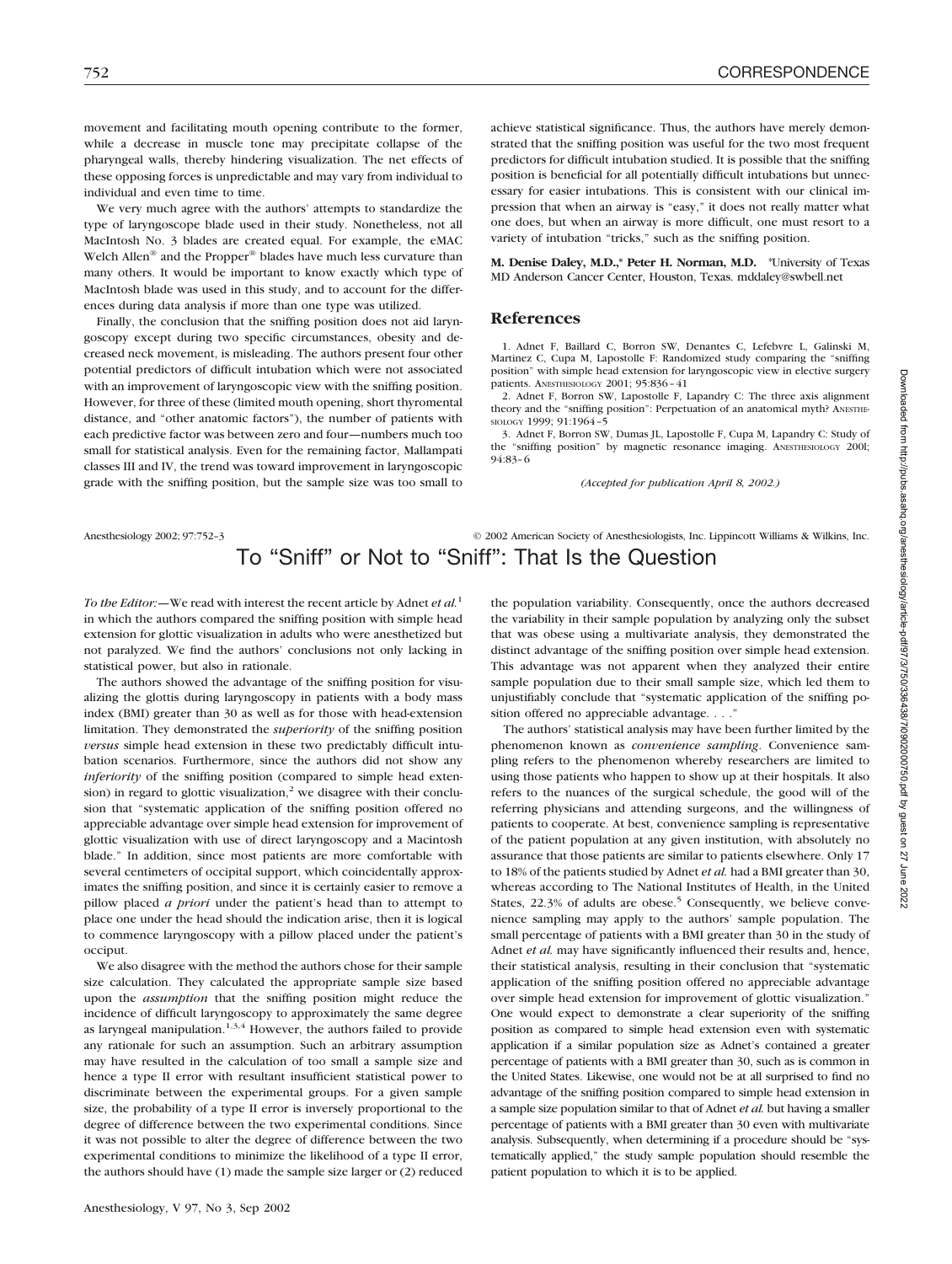movement and facilitating mouth opening contribute to the former, while a decrease in muscle tone may precipitate collapse of the pharyngeal walls, thereby hindering visualization. The net effects of these opposing forces is unpredictable and may vary from individual to individual and even time to time.

We very much agree with the authors' attempts to standardize the type of laryngoscope blade used in their study. Nonetheless, not all MacIntosh No. 3 blades are created equal. For example, the eMAC Welch Allen® and the Propper® blades have much less curvature than many others. It would be important to know exactly which type of MacIntosh blade was used in this study, and to account for the differences during data analysis if more than one type was utilized.

Finally, the conclusion that the sniffing position does not aid laryngoscopy except during two specific circumstances, obesity and decreased neck movement, is misleading. The authors present four other potential predictors of difficult intubation which were not associated with an improvement of laryngoscopic view with the sniffing position. However, for three of these (limited mouth opening, short thyromental distance, and "other anatomic factors"), the number of patients with each predictive factor was between zero and four—numbers much too small for statistical analysis. Even for the remaining factor, Mallampati classes III and IV, the trend was toward improvement in laryngoscopic grade with the sniffing position, but the sample size was too small to achieve statistical significance. Thus, the authors have merely demonstrated that the sniffing position was useful for the two most frequent predictors for difficult intubation studied. It is possible that the sniffing position is beneficial for all potentially difficult intubations but unnecessary for easier intubations. This is consistent with our clinical impression that when an airway is "easy," it does not really matter what one does, but when an airway is more difficult, one must resort to a variety of intubation "tricks," such as the sniffing position.

**M. Denise Daley, M.D.,\* Peter H. Norman, M.D.** \*University of Texas MD Anderson Cancer Center, Houston, Texas. mddaley@swbell.net

## References

1. Adnet F, Baillard C, Borron SW, Denantes C, Lefebvre L, Galinski M, Martinez C, Cupa M, Lapostolle F: Randomized study comparing the "sniffing position" with simple head extension for laryngoscopic view in elective surgery patients. Anesthesiology 2001; 95:836–41
2. Adnet F, Borron SW, Lapostolle F, Lapandry C: The three axis alignment theory and the "sniffing position": Perpetuation of an anatomical myth? Anesthesiology 1999; 91:1964–5
3. Adnet F, Borron SW, Dumas JL, Lapostolle F, Cupa M, Lapandry C: Study of the "sniffing position" by magnetic resonance imaging. Anesthesiology 2001; 94:83–6

*(Accepted for publication April 8, 2002.)*

Anesthesiology 2002; 97:752–3 © 2002 American Society of Anesthesiologists, Inc. Lippincott Williams & Wilkins, Inc.

# To "Sniff" or Not to "Sniff": That Is the Question

*To the Editor:*—We read with interest the recent article by Adnet *et al.*[1] in which the authors compared the sniffing position with simple head extension for glottic visualization in adults who were anesthetized but not paralyzed. We find the authors' conclusions not only lacking in statistical power, but also in rationale.

The authors showed the advantage of the sniffing position for visualizing the glottis during laryngoscopy in patients with a body mass index (BMI) greater than 30 as well as for those with head-extension limitation. They demonstrated the *superiority* of the sniffing position *versus* simple head extension in these two predictably difficult intubation scenarios. Furthermore, since the authors did not show any *inferiority* of the sniffing position (compared to simple head extension) in regard to glottic visualization,[2] we disagree with their conclusion that "systematic application of the sniffing position offered no appreciable advantage over simple head extension for improvement of glottic visualization with use of direct laryngoscopy and a Macintosh blade." In addition, since most patients are more comfortable with several centimeters of occipital support, which coincidentally approximates the sniffing position, and since it is certainly easier to remove a pillow placed *a priori* under the patient's head than to attempt to place one under the head should the indication arise, then it is logical to commence laryngoscopy with a pillow placed under the patient's occiput.

We also disagree with the method the authors chose for their sample size calculation. They calculated the appropriate sample size based upon the *assumption* that the sniffing position might reduce the incidence of difficult laryngoscopy to approximately the same degree as laryngeal manipulation.[1,3,4] However, the authors failed to provide any rationale for such an assumption. Such an arbitrary assumption may have resulted in the calculation of too small a sample size and hence a type II error with resultant insufficient statistical power to discriminate between the experimental groups. For a given sample size, the probability of a type II error is inversely proportional to the degree of difference between the two experimental conditions. Since it was not possible to alter the degree of difference between the two experimental conditions to minimize the likelihood of a type II error, the authors should have (1) made the sample size larger or (2) reduced the population variability. Consequently, once the authors decreased the variability in their sample population by analyzing only the subset that was obese using a multivariate analysis, they demonstrated the distinct advantage of the sniffing position over simple head extension. This advantage was not apparent when they analyzed their entire sample population due to their small sample size, which led them to unjustifiably conclude that "systematic application of the sniffing position offered no appreciable advantage. . . ."

The authors' statistical analysis may have been further limited by the phenomenon known as *convenience sampling*. Convenience sampling refers to the phenomenon whereby researchers are limited to using those patients who happen to show up at their hospitals. It also refers to the nuances of the surgical schedule, the good will of the referring physicians and attending surgeons, and the willingness of patients to cooperate. At best, convenience sampling is representative of the patient population at any given institution, with absolutely no assurance that those patients are similar to patients elsewhere. Only 17 to 18% of the patients studied by Adnet *et al.* had a BMI greater than 30, whereas according to The National Institutes of Health, in the United States, 22.3% of adults are obese.[5] Consequently, we believe convenience sampling may apply to the authors' sample population. The small percentage of patients with a BMI greater than 30 in the study of Adnet *et al.* may have significantly influenced their results and, hence, their statistical analysis, resulting in their conclusion that "systematic application of the sniffing position offered no appreciable advantage over simple head extension for improvement of glottic visualization." One would expect to demonstrate a clear superiority of the sniffing position as compared to simple head extension even with systematic application if a similar population size as Adnet's contained a greater percentage of patients with a BMI greater than 30, as is common in the United States. Likewise, one would not be at all surprised to find no advantage of the sniffing position compared to simple head extension in a sample size population similar to that of Adnet *et al.* but having a smaller percentage of patients with a BMI greater than 30 even with multivariate analysis. Subsequently, when determining if a procedure should be "systematically applied," the study sample population should resemble the patient population to which it is to be applied.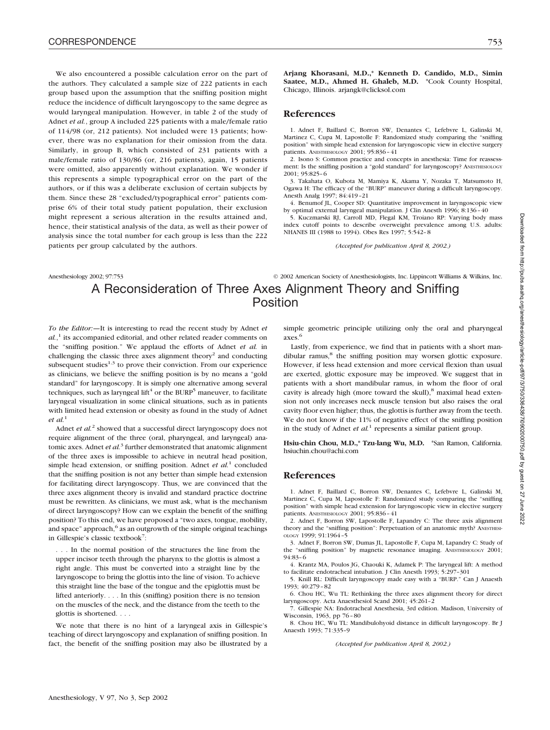We also encountered a possible calculation error on the part of the authors. They calculated a sample size of 222 patients in each group based upon the assumption that the sniffing position might reduce the incidence of difficult laryngoscopy to the same degree as would laryngeal manipulation. However, in table 2 of the study of Adnet *et al.*, group A included 225 patients with a male/female ratio of 114/98 (or, 212 patients). Not included were 13 patients; however, there was no explanation for their omission from the data. Similarly, in group B, which consisted of 231 patients with a male/female ratio of 130/86 (or, 216 patients), again, 15 patients were omitted, also apparently without explanation. We wonder if this represents a simple typographical error on the part of the authors, or if this was a deliberate exclusion of certain subjects by them. Since these 28 "excluded/typographical error" patients comprise 6% of their total study patient population, their exclusion might represent a serious alteration in the results attained and, hence, their statistical analysis of the data, as well as their power of analysis since the total number for each group is less than the 222 patients per group calculated by the authors.

**Arjang Khorasani, M.D.,\* Kenneth D. Candido, M.D., Simin Saatee, M.D., Ahmed H. Ghaleb, M.D.** \*Cook County Hospital, Chicago, Illinois. arjangk@clicksol.com

## References

1. Adnet F, Baillard C, Borron SW, Denantes C, Lefebvre L, Galinski M, Martinez C, Cupa M, Lapostolle F: Randomized study comparing the "sniffing position" with simple head extension for laryngoscopic view in elective surgery patients. Anesthesiology 2001; 95:836–41
2. Isono S: Common practice and concepts in anesthesia: Time for reassessment: Is the sniffing position a "gold standard" for laryngoscopy? Anesthesiology 2001; 95:825–6
3. Takahata O, Kubota M, Mamiya K, Akama Y, Nozaka T, Matsumoto H, Ogawa H: The efficacy of the "BURP" maneuver during a difficult laryngoscopy. Anesth Analg 1997; 84:419–21
4. Benumof JL, Cooper SD: Quantitative improvement in laryngoscopic view by optimal external laryngeal manipulation. J Clin Anesth 1996; 8:136–40
5. Kuczmarski RJ, Carroll MD, Flegal KM, Troiano RP: Varying body mass index cutoff points to describe overweight prevalence among U.S. adults: NHANES III (1988 to 1994). Obes Res 1997; 5:542–8

*(Accepted for publication April 8, 2002.)*

# A Reconsideration of Three Axes Alignment Theory and Sniffing Position

*To the Editor:*—It is interesting to read the recent study by Adnet *et al.*,[1] its accompanied editorial, and other related reader comments on the "sniffing position." We applaud the efforts of Adnet *et al.* in challenging the classic three axes alignment theory[2] and conducting subsequent studies[1,3] to prove their conviction. From our experience as clinicians, we believe the sniffing position is by no means a "gold standard" for laryngoscopy. It is simply one alternative among several techniques, such as laryngeal lift[4] or the BURP[5] maneuver, to facilitate laryngeal visualization in some clinical situations, such as in patients with limited head extension or obesity as found in the study of Adnet *et al.*[1]

Adnet *et al.*[2] showed that a successful direct laryngoscopy does not require alignment of the three (oral, pharyngeal, and laryngeal) anatomic axes. Adnet *et al.*[3] further demonstrated that anatomic alignment of the three axes is impossible to achieve in neutral head position, simple head extension, or sniffing position. Adnet *et al.*[1] concluded that the sniffing position is not any better than simple head extension for facilitating direct laryngoscopy. Thus, we are convinced that the three axes alignment theory is invalid and standard practice doctrine must be rewritten. As clinicians, we must ask, what is the mechanism of direct laryngoscopy? How can we explain the benefit of the sniffing position? To this end, we have proposed a "two axes, tongue, mobility, and space" approach,[6] as an outgrowth of the simple original teachings in Gillespie's classic textbook[7]:

> . . . In the normal position of the structures the line from the upper incisor teeth through the pharynx to the glottis is almost a right angle. This must be converted into a straight line by the laryngoscope to bring the glottis into the line of vision. To achieve this straight line the base of the tongue and the epiglottis must be lifted anteriorly. . . . In this (sniffing) position there is no tension on the muscles of the neck, and the distance from the teeth to the glottis is shortened. . . .

We note that there is no hint of a laryngeal axis in Gillespie's teaching of direct laryngoscopy and explanation of sniffing position. In fact, the benefit of the sniffing position may also be illustrated by a simple geometric principle utilizing only the oral and pharyngeal axes.[6]

Lastly, from experience, we find that in patients with a short mandibular ramus,[8] the sniffing position may worsen glottic exposure. However, if less head extension and more cervical flexion than usual are exerted, glottic exposure may be improved. We suggest that in patients with a short mandibular ramus, in whom the floor of oral cavity is already high (more toward the skull),[8] maximal head extension not only increases neck muscle tension but also raises the oral cavity floor even higher; thus, the glottis is further away from the teeth. We do not know if the 11% of negative effect of the sniffing position in the study of Adnet *et al.*[1] represents a similar patient group.

**Hsiu-chin Chou, M.D.,\* Tzu-lang Wu, M.D.** \*San Ramon, California. hsiuchin.chou@achi.com

## References

1. Adnet F, Baillard C, Borron SW, Denantes C, Lefebvre L, Galinski M, Martinez C, Cupa M, Lapostolle F: Randomized study comparing the "sniffing position" with simple head extension for laryngoscopic view in elective surgery patients. Anesthesiology 2001; 95:836–41
2. Adnet F, Borron SW, Lapostolle F, Lapandry C: The three axis alignment theory and the "sniffing position": Perpetuation of an anatomic myth? Anesthesiology 1999; 91:1964–5
3. Adnet F, Borron SW, Dumas JL, Lapostolle F, Cupa M, Lapandry C: Study of the "sniffing position" by magnetic resonance imaging. Anesthesiology 2001; 94:83–6
4. Krantz MA, Poulos JG, Chaouki K, Adamek P: The laryngeal lift: A method to facilitate endotracheal intubation. J Clin Anesth 1993; 5:297–301
5. Knill RL: Difficult laryngoscopy made easy with a "BURP." Can J Anaesth 1993; 40:279–82
6. Chou HC, Wu TL: Rethinking the three axes alignment theory for direct laryngoscopy. Acta Anaesthesiol Scand 2001; 45:261–2
7. Gillespie NA: Endotracheal Anesthesia, 3rd edition. Madison, University of Wisconsin, 1963, pp 76–80
8. Chou HC, Wu TL: Mandibulohyoid distance in difficult laryngoscopy. Br J Anaesth 1993; 71:335–9

*(Accepted for publication April 8, 2002.)*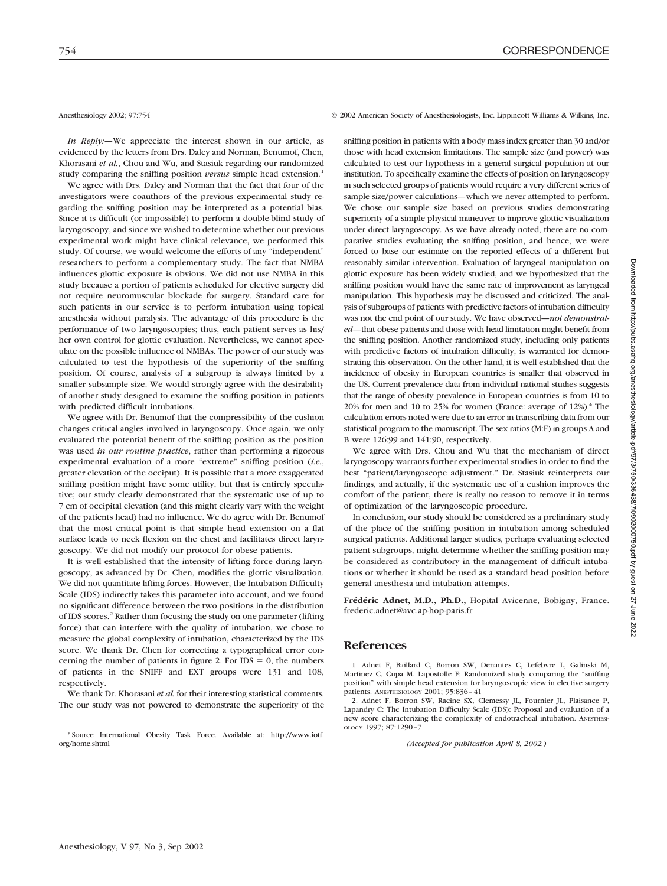*In Reply:*—We appreciate the interest shown in our article, as evidenced by the letters from Drs. Daley and Norman, Benumof, Chen, Khorasani *et al.*, Chou and Wu, and Stasiuk regarding our randomized study comparing the sniffing position *versus* simple head extension.[1]

We agree with Drs. Daley and Norman that the fact that four of the investigators were coauthors of the previous experimental study regarding the sniffing position may be interpreted as a potential bias. Since it is difficult (or impossible) to perform a double-blind study of laryngoscopy, and since we wished to determine whether our previous experimental work might have clinical relevance, we performed this study. Of course, we would welcome the efforts of any "independent" researchers to perform a complementary study. The fact that NMBA influences glottic exposure is obvious. We did not use NMBA in this study because a portion of patients scheduled for elective surgery did not require neuromuscular blockade for surgery. Standard care for such patients in our service is to perform intubation using topical anesthesia without paralysis. The advantage of this procedure is the performance of two laryngoscopies; thus, each patient serves as his/her own control for glottic evaluation. Nevertheless, we cannot speculate on the possible influence of NMBAs. The power of our study was calculated to test the hypothesis of the superiority of the sniffing position. Of course, analysis of a subgroup is always limited by a smaller subsample size. We would strongly agree with the desirability of another study designed to examine the sniffing position in patients with predicted difficult intubations.

We agree with Dr. Benumof that the compressibility of the cushion changes critical angles involved in laryngoscopy. Once again, we only evaluated the potential benefit of the sniffing position as the position was used *in our routine practice*, rather than performing a rigorous experimental evaluation of a more "extreme" sniffing position (*i.e.*, greater elevation of the occiput). It is possible that a more exaggerated sniffing position might have some utility, but that is entirely speculative; our study clearly demonstrated that the systematic use of up to 7 cm of occipital elevation (and this might clearly vary with the weight of the patients head) had no influence. We do agree with Dr. Benumof that the most critical point is that simple head extension on a flat surface leads to neck flexion on the chest and facilitates direct laryngoscopy. We did not modify our protocol for obese patients.

It is well established that the intensity of lifting force during laryngoscopy, as advanced by Dr. Chen, modifies the glottic visualization. We did not quantitate lifting forces. However, the Intubation Difficulty Scale (IDS) indirectly takes this parameter into account, and we found no significant difference between the two positions in the distribution of IDS scores.[2] Rather than focusing the study on one parameter (lifting force) that can interfere with the quality of intubation, we chose to measure the global complexity of intubation, characterized by the IDS score. We thank Dr. Chen for correcting a typographical error concerning the number of patients in figure 2. For IDS = 0, the numbers of patients in the SNIFF and EXT groups were 131 and 108, respectively.

We thank Dr. Khorasani *et al.* for their interesting statistical comments. The our study was not powered to demonstrate the superiority of the sniffing position in patients with a body mass index greater than 30 and/or those with head extension limitations. The sample size (and power) was calculated to test our hypothesis in a general surgical population at our institution. To specifically examine the effects of position on laryngoscopy in such selected groups of patients would require a very different series of sample size/power calculations—which we never attempted to perform. We chose our sample size based on previous studies demonstrating superiority of a simple physical maneuver to improve glottic visualization under direct laryngoscopy. As we have already noted, there are no comparative studies evaluating the sniffing position, and hence, we were forced to base our estimate on the reported effects of a different but reasonably similar intervention. Evaluation of laryngeal manipulation on glottic exposure has been widely studied, and we hypothesized that the sniffing position would have the same rate of improvement as laryngeal manipulation. This hypothesis may be discussed and criticized. The analysis of subgroups of patients with predictive factors of intubation difficulty was not the end point of our study. We have observed—*not demonstrated*—that obese patients and those with head limitation might benefit from the sniffing position. Another randomized study, including only patients with predictive factors of intubation difficulty, is warranted for demonstrating this observation. On the other hand, it is well established that the incidence of obesity in European countries is smaller that observed in the US. Current prevalence data from individual national studies suggests that the range of obesity prevalence in European countries is from 10 to 20% for men and 10 to 25% for women (France: average of 12%).* The calculation errors noted were due to an error in transcribing data from our statistical program to the manuscript. The sex ratios (M:F) in groups A and B were 126:99 and 141:90, respectively.

We agree with Drs. Chou and Wu that the mechanism of direct laryngoscopy warrants further experimental studies in order to find the best "patient/laryngoscope adjustment." Dr. Stasiuk reinterprets our findings, and actually, if the systematic use of a cushion improves the comfort of the patient, there is really no reason to remove it in terms of optimization of the laryngoscopic procedure.

In conclusion, our study should be considered as a preliminary study of the place of the sniffing position in intubation among scheduled surgical patients. Additional larger studies, perhaps evaluating selected patient subgroups, might determine whether the sniffing position may be considered as contributory in the management of difficult intubations or whether it should be used as a standard head position before general anesthesia and intubation attempts.

**Frédéric Adnet, M.D., Ph.D.,** Hopital Avicenne, Bobigny, France. frederic.adnet@avc.ap-hop-paris.fr

## References

1. Adnet F, Baillard C, Borron SW, Denantes C, Lefebvre L, Galinski M, Martinez C, Cupa M, Lapostolle F: Randomized study comparing the "sniffing position" with simple head extension for laryngoscopic view in elective surgery patients. Anesthesiology 2001; 95:836–41

2. Adnet F, Borron SW, Racine SX, Clemessy JL, Fournier JL, Plaisance P, Lapandry C: The Intubation Difficulty Scale (IDS): Proposal and evaluation of a new score characterizing the complexity of endotracheal intubation. Anesthesiology 1997; 87:1290–7

*(Accepted for publication April 8, 2002.)*

\* Source International Obesity Task Force. Available at: http://www.iotf.org/home.shtml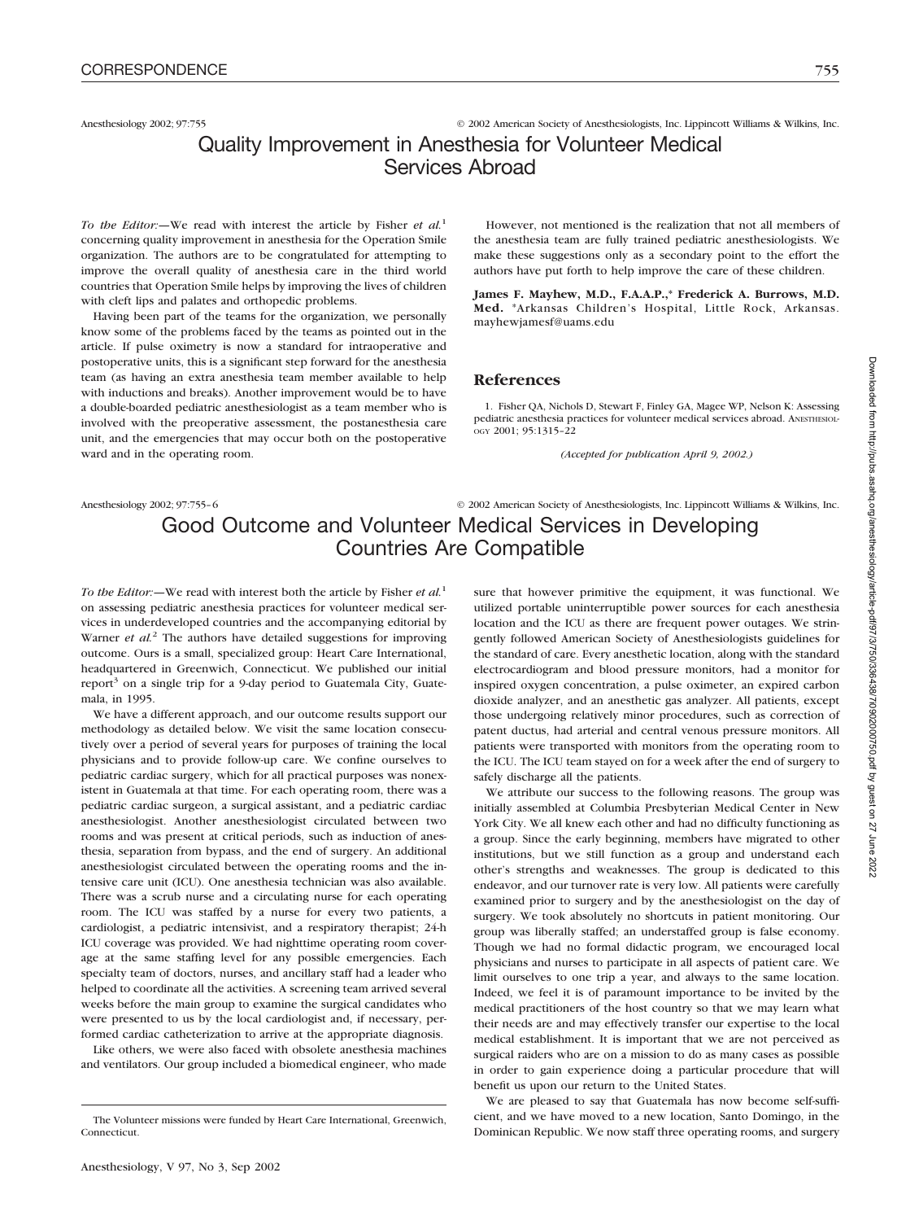Anesthesiology 2002; 97:755 © 2002 American Society of Anesthesiologists, Inc. Lippincott Williams & Wilkins, Inc.

# Quality Improvement in Anesthesia for Volunteer Medical Services Abroad

*To the Editor:*—We read with interest the article by Fisher *et al.*[1] concerning quality improvement in anesthesia for the Operation Smile organization. The authors are to be congratulated for attempting to improve the overall quality of anesthesia care in the third world countries that Operation Smile helps by improving the lives of children with cleft lips and palates and orthopedic problems.

Having been part of the teams for the organization, we personally know some of the problems faced by the teams as pointed out in the article. If pulse oximetry is now a standard for intraoperative and postoperative units, this is a significant step forward for the anesthesia team (as having an extra anesthesia team member available to help with inductions and breaks). Another improvement would be to have a double-boarded pediatric anesthesiologist as a team member who is involved with the preoperative assessment, the postanesthesia care unit, and the emergencies that may occur both on the postoperative ward and in the operating room.

However, not mentioned is the realization that not all members of the anesthesia team are fully trained pediatric anesthesiologists. We make these suggestions only as a secondary point to the effort the authors have put forth to help improve the care of these children.

**James F. Mayhew, M.D., F.A.A.P.,* Frederick A. Burrows, M.D. Med.** *Arkansas Children's Hospital, Little Rock, Arkansas. mayhewjamesf@uams.edu

## References

1. Fisher QA, Nichols D, Stewart F, Finley GA, Magee WP, Nelson K: Assessing pediatric anesthesia practices for volunteer medical services abroad. ANESTHESIOLOGY 2001; 95:1315–22

*(Accepted for publication April 9, 2002.)*

Anesthesiology 2002; 97:755–6 © 2002 American Society of Anesthesiologists, Inc. Lippincott Williams & Wilkins, Inc.

# Good Outcome and Volunteer Medical Services in Developing Countries Are Compatible

*To the Editor:*—We read with interest both the article by Fisher *et al.*[1] on assessing pediatric anesthesia practices for volunteer medical services in underdeveloped countries and the accompanying editorial by Warner *et al.*[2] The authors have detailed suggestions for improving outcome. Ours is a small, specialized group: Heart Care International, headquartered in Greenwich, Connecticut. We published our initial report[3] on a single trip for a 9-day period to Guatemala City, Guatemala, in 1995.

We have a different approach, and our outcome results support our methodology as detailed below. We visit the same location consecutively over a period of several years for purposes of training the local physicians and to provide follow-up care. We confine ourselves to pediatric cardiac surgery, which for all practical purposes was nonexistent in Guatemala at that time. For each operating room, there was a pediatric cardiac surgeon, a surgical assistant, and a pediatric cardiac anesthesiologist. Another anesthesiologist circulated between two rooms and was present at critical periods, such as induction of anesthesia, separation from bypass, and the end of surgery. An additional anesthesiologist circulated between the operating rooms and the intensive care unit (ICU). One anesthesia technician was also available. There was a scrub nurse and a circulating nurse for each operating room. The ICU was staffed by a nurse for every two patients, a cardiologist, a pediatric intensivist, and a respiratory therapist; 24-h ICU coverage was provided. We had nighttime operating room coverage at the same staffing level for any possible emergencies. Each specialty team of doctors, nurses, and ancillary staff had a leader who helped to coordinate all the activities. A screening team arrived several weeks before the main group to examine the surgical candidates who were presented to us by the local cardiologist and, if necessary, performed cardiac catheterization to arrive at the appropriate diagnosis.

Like others, we were also faced with obsolete anesthesia machines and ventilators. Our group included a biomedical engineer, who made sure that however primitive the equipment, it was functional. We utilized portable uninterruptible power sources for each anesthesia location and the ICU as there are frequent power outages. We stringently followed American Society of Anesthesiologists guidelines for the standard of care. Every anesthetic location, along with the standard electrocardiogram and blood pressure monitors, had a monitor for inspired oxygen concentration, a pulse oximeter, an expired carbon dioxide analyzer, and an anesthetic gas analyzer. All patients, except those undergoing relatively minor procedures, such as correction of patent ductus, had arterial and central venous pressure monitors. All patients were transported with monitors from the operating room to the ICU. The ICU team stayed on for a week after the end of surgery to safely discharge all the patients.

We attribute our success to the following reasons. The group was initially assembled at Columbia Presbyterian Medical Center in New York City. We all knew each other and had no difficulty functioning as a group. Since the early beginning, members have migrated to other institutions, but we still function as a group and understand each other's strengths and weaknesses. The group is dedicated to this endeavor, and our turnover rate is very low. All patients were carefully examined prior to surgery and by the anesthesiologist on the day of surgery. We took absolutely no shortcuts in patient monitoring. Our group was liberally staffed; an understaffed group is false economy. Though we had no formal didactic program, we encouraged local physicians and nurses to participate in all aspects of patient care. We limit ourselves to one trip a year, and always to the same location. Indeed, we feel it is of paramount importance to be invited by the medical practitioners of the host country so that we may learn what their needs are and may effectively transfer our expertise to the local medical establishment. It is important that we are not perceived as surgical raiders who are on a mission to do as many cases as possible in order to gain experience doing a particular procedure that will benefit us upon our return to the United States.

We are pleased to say that Guatemala has now become self-sufficient, and we have moved to a new location, Santo Domingo, in the Dominican Republic. We now staff three operating rooms, and surgery

The Volunteer missions were funded by Heart Care International, Greenwich, Connecticut.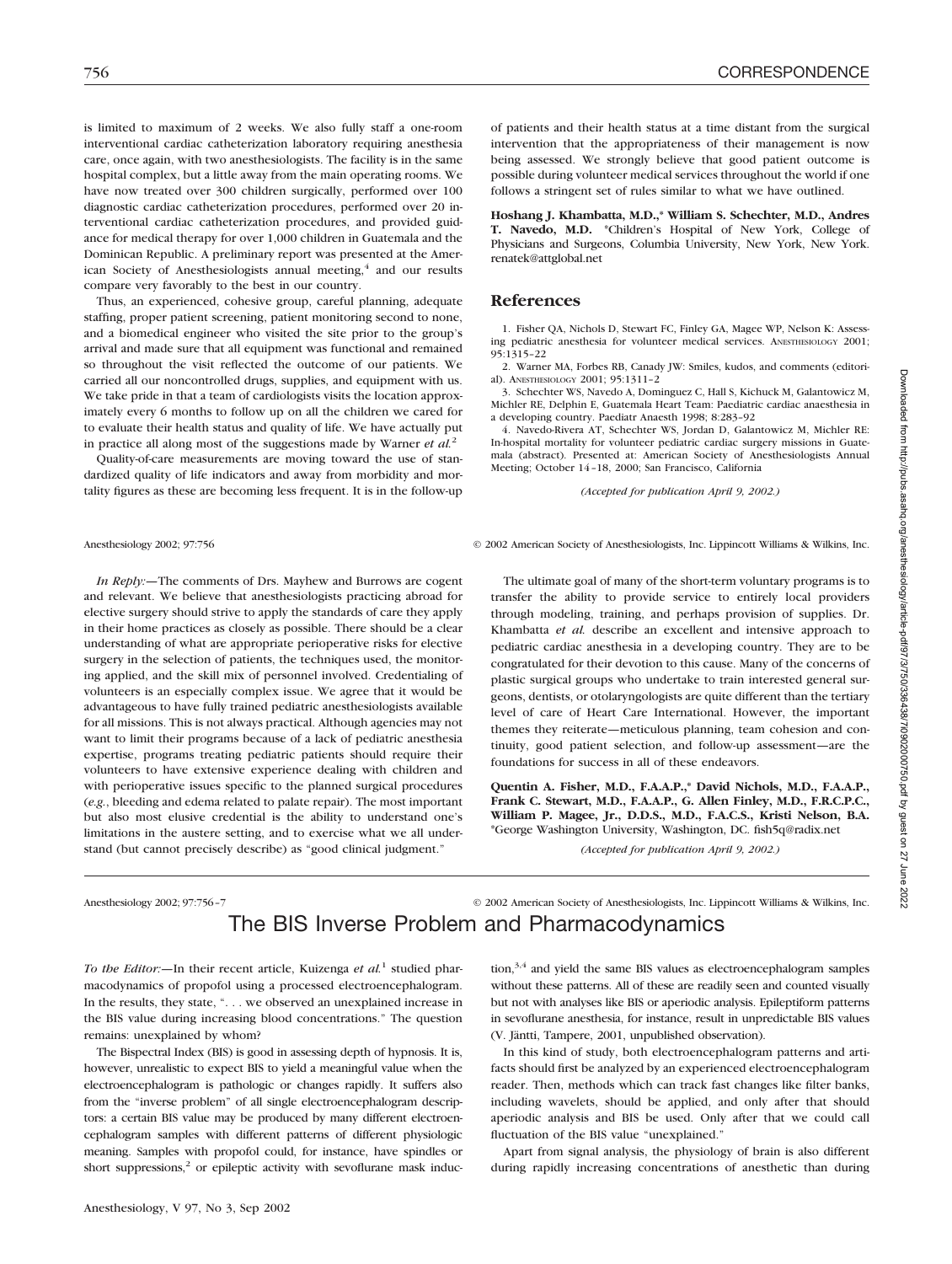is limited to maximum of 2 weeks. We also fully staff a one-room interventional cardiac catheterization laboratory requiring anesthesia care, once again, with two anesthesiologists. The facility is in the same hospital complex, but a little away from the main operating rooms. We have now treated over 300 children surgically, performed over 100 diagnostic cardiac catheterization procedures, performed over 20 interventional cardiac catheterization procedures, and provided guidance for medical therapy for over 1,000 children in Guatemala and the Dominican Republic. A preliminary report was presented at the American Society of Anesthesiologists annual meeting,[4] and our results compare very favorably to the best in our country.

Thus, an experienced, cohesive group, careful planning, adequate staffing, proper patient screening, patient monitoring second to none, and a biomedical engineer who visited the site prior to the group's arrival and made sure that all equipment was functional and remained so throughout the visit reflected the outcome of our patients. We carried all our noncontrolled drugs, supplies, and equipment with us. We take pride in that a team of cardiologists visits the location approximately every 6 months to follow up on all the children we cared for to evaluate their health status and quality of life. We have actually put in practice all along most of the suggestions made by Warner *et al.*[2]

Quality-of-care measurements are moving toward the use of standardized quality of life indicators and away from morbidity and mortality figures as these are becoming less frequent. It is in the follow-up of patients and their health status at a time distant from the surgical intervention that the appropriateness of their management is now being assessed. We strongly believe that good patient outcome is possible during volunteer medical services throughout the world if one follows a stringent set of rules similar to what we have outlined.

**Hoshang J. Khambatta, M.D.,\* William S. Schechter, M.D., Andres T. Navedo, M.D.** \*Children's Hospital of New York, College of Physicians and Surgeons, Columbia University, New York, New York. renatek@attglobal.net

## References

1. Fisher QA, Nichols D, Stewart FC, Finley GA, Magee WP, Nelson K: Assessing pediatric anesthesia for volunteer medical services. Anesthesiology 2001; 95:1315–22
2. Warner MA, Forbes RB, Canady JW: Smiles, kudos, and comments (editorial). Anesthesiology 2001; 95:1311–2
3. Schechter WS, Navedo A, Dominguez C, Hall S, Kichuck M, Galantowicz M, Michler RE, Delphin E, Guatemala Heart Team: Paediatric cardiac anaesthesia in a developing country. Paediatr Anaesth 1998; 8:283–92
4. Navedo-Rivera AT, Schechter WS, Jordan D, Galantowicz M, Michler RE: In-hospital mortality for volunteer pediatric cardiac surgery missions in Guatemala (abstract). Presented at: American Society of Anesthesiologists Annual Meeting; October 14–18, 2000; San Francisco, California

*(Accepted for publication April 9, 2002.)*

---

*In Reply:*—The comments of Drs. Mayhew and Burrows are cogent and relevant. We believe that anesthesiologists practicing abroad for elective surgery should strive to apply the standards of care they apply in their home practices as closely as possible. There should be a clear understanding of what are appropriate perioperative risks for elective surgery in the selection of patients, the techniques used, the monitoring applied, and the skill mix of personnel involved. Credentialing of volunteers is an especially complex issue. We agree that it would be advantageous to have fully trained pediatric anesthesiologists available for all missions. This is not always practical. Although agencies may not want to limit their programs because of a lack of pediatric anesthesia expertise, programs treating pediatric patients should require their volunteers to have extensive experience dealing with children and with perioperative issues specific to the planned surgical procedures (*e.g.*, bleeding and edema related to palate repair). The most important but also most elusive credential is the ability to understand one's limitations in the austere setting, and to exercise what we all understand (but cannot precisely describe) as "good clinical judgment."

The ultimate goal of many of the short-term voluntary programs is to transfer the ability to provide service to entirely local providers through modeling, training, and perhaps provision of supplies. Dr. Khambatta *et al.* describe an excellent and intensive approach to pediatric cardiac anesthesia in a developing country. They are to be congratulated for their devotion to this cause. Many of the concerns of plastic surgical groups who undertake to train interested general surgeons, dentists, or otolaryngologists are quite different than the tertiary level of care of Heart Care International. However, the important themes they reiterate—meticulous planning, team cohesion and continuity, good patient selection, and follow-up assessment—are the foundations for success in all of these endeavors.

**Quentin A. Fisher, M.D., F.A.A.P.,\* David Nichols, M.D., F.A.A.P., Frank C. Stewart, M.D., F.A.A.P., G. Allen Finley, M.D., F.R.C.P.C., William P. Magee, Jr., D.D.S., M.D., F.A.C.S., Kristi Nelson, B.A.** \*George Washington University, Washington, DC. fish5q@radix.net

*(Accepted for publication April 9, 2002.)*

---

# The BIS Inverse Problem and Pharmacodynamics

*To the Editor:*—In their recent article, Kuizenga *et al.*[1] studied pharmacodynamics of propofol using a processed electroencephalogram. In the results, they state, ". . . we observed an unexplained increase in the BIS value during increasing blood concentrations." The question remains: unexplained by whom?

The Bispectral Index (BIS) is good in assessing depth of hypnosis. It is, however, unrealistic to expect BIS to yield a meaningful value when the electroencephalogram is pathologic or changes rapidly. It suffers also from the "inverse problem" of all single electroencephalogram descriptors: a certain BIS value may be produced by many different electroencephalogram samples with different patterns of different physiologic meaning. Samples with propofol could, for instance, have spindles or short suppressions,[2] or epileptic activity with sevoflurane mask induction,[3,4] and yield the same BIS values as electroencephalogram samples without these patterns. All of these are readily seen and counted visually but not with analyses like BIS or aperiodic analysis. Epileptiform patterns in sevoflurane anesthesia, for instance, result in unpredictable BIS values (V. Jäntti, Tampere, 2001, unpublished observation).

In this kind of study, both electroencephalogram patterns and artifacts should first be analyzed by an experienced electroencephalogram reader. Then, methods which can track fast changes like filter banks, including wavelets, should be applied, and only after that should aperiodic analysis and BIS be used. Only after that we could call fluctuation of the BIS value "unexplained."

Apart from signal analysis, the physiology of brain is also different during rapidly increasing concentrations of anesthetic than during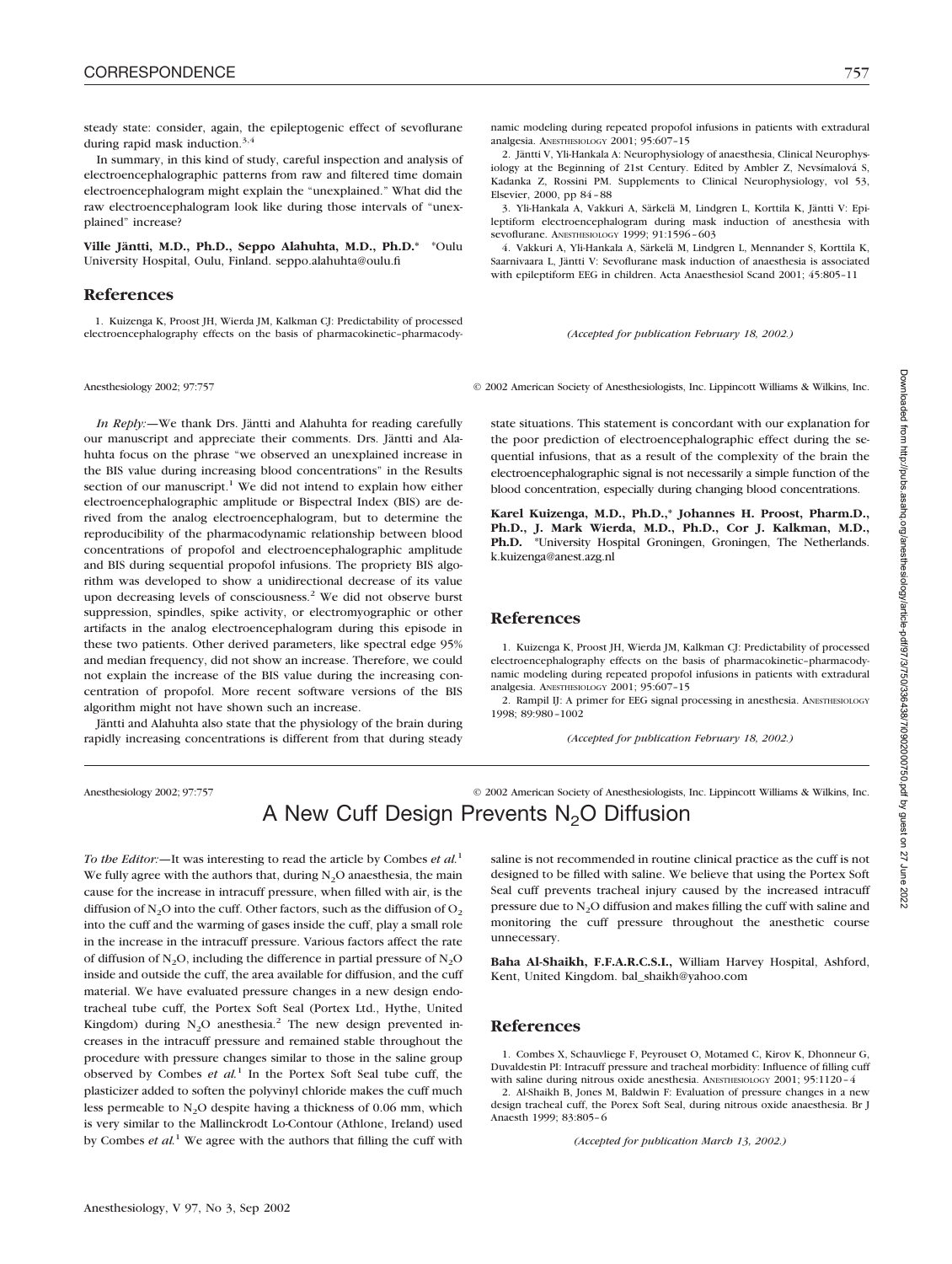steady state: consider, again, the epileptogenic effect of sevoflurane during rapid mask induction.[3,4]

In summary, in this kind of study, careful inspection and analysis of electroencephalographic patterns from raw and filtered time domain electroencephalogram might explain the "unexplained." What did the raw electroencephalogram look like during those intervals of "unexplained" increase?

**Ville Jäntti, M.D., Ph.D., Seppo Alahuhta, M.D., Ph.D.*** \*Oulu University Hospital, Oulu, Finland. seppo.alahuhta@oulu.fi

## References

1. Kuizenga K, Proost JH, Wierda JM, Kalkman CJ: Predictability of processed electroencephalography effects on the basis of pharmacokinetic–pharmacodynamic modeling during repeated propofol infusions in patients with extradural analgesia. ANESTHESIOLOGY 2001; 95:607–15
2. Jäntti V, Yli-Hankala A: Neurophysiology of anaesthesia, Clinical Neurophysiology at the Beginning of 21st Century. Edited by Ambler Z, Nevsímalová S, Kadanka Z, Rossini PM. Supplements to Clinical Neurophysiology, vol 53, Elsevier, 2000, pp 84–88
3. Yli-Hankala A, Vakkuri A, Särkelä M, Lindgren L, Korttila K, Jäntti V: Epileptiform electroencephalogram during mask induction of anesthesia with sevoflurane. ANESTHESIOLOGY 1999; 91:1596–603
4. Vakkuri A, Yli-Hankala A, Särkelä M, Lindgren L, Mennander S, Korttila K, Saarnivaara L, Jäntti V: Sevoflurane mask induction of anaesthesia is associated with epileptiform EEG in children. Acta Anaesthesiol Scand 2001; 45:805–11

*(Accepted for publication February 18, 2002.)*

*In Reply:*—We thank Drs. Jäntti and Alahuhta for reading carefully our manuscript and appreciate their comments. Drs. Jäntti and Alahuhta focus on the phrase "we observed an unexplained increase in the BIS value during increasing blood concentrations" in the Results section of our manuscript.[1] We did not intend to explain how either electroencephalographic amplitude or Bispectral Index (BIS) are derived from the analog electroencephalogram, but to determine the reproducibility of the pharmacodynamic relationship between blood concentrations of propofol and electroencephalographic amplitude and BIS during sequential propofol infusions. The propriety BIS algorithm was developed to show a unidirectional decrease of its value upon decreasing levels of consciousness.[2] We did not observe burst suppression, spindles, spike activity, or electromyographic or other artifacts in the analog electroencephalogram during this episode in these two patients. Other derived parameters, like spectral edge 95% and median frequency, did not show an increase. Therefore, we could not explain the increase of the BIS value during the increasing concentration of propofol. More recent software versions of the BIS algorithm might not have shown such an increase.

Jäntti and Alahuhta also state that the physiology of the brain during rapidly increasing concentrations is different from that during steady state situations. This statement is concordant with our explanation for the poor prediction of electroencephalographic effect during the sequential infusions, that as a result of the complexity of the brain the electroencephalographic signal is not necessarily a simple function of the blood concentration, especially during changing blood concentrations.

**Karel Kuizenga, M.D., Ph.D.,* Johannes H. Proost, Pharm.D., Ph.D., J. Mark Wierda, M.D., Ph.D., Cor J. Kalkman, M.D., Ph.D.** \*University Hospital Groningen, Groningen, The Netherlands. k.kuizenga@anest.azg.nl

## References

1. Kuizenga K, Proost JH, Wierda JM, Kalkman CJ: Predictability of processed electroencephalography effects on the basis of pharmacokinetic–pharmacodynamic modeling during repeated propofol infusions in patients with extradural analgesia. ANESTHESIOLOGY 2001; 95:607–15
2. Rampil IJ: A primer for EEG signal processing in anesthesia. ANESTHESIOLOGY 1998; 89:980–1002

*(Accepted for publication February 18, 2002.)*

# A New Cuff Design Prevents $N_2O$ Diffusion

*To the Editor:*—It was interesting to read the article by Combes *et al.*[1] We fully agree with the authors that, during $N_2O$ anaesthesia, the main cause for the increase in intracuff pressure, when filled with air, is the diffusion of $N_2O$ into the cuff. Other factors, such as the diffusion of $O_2$ into the cuff and the warming of gases inside the cuff, play a small role in the increase in the intracuff pressure. Various factors affect the rate of diffusion of $N_2O$, including the difference in partial pressure of $N_2O$ inside and outside the cuff, the area available for diffusion, and the cuff material. We have evaluated pressure changes in a new design endotracheal tube cuff, the Portex Soft Seal (Portex Ltd., Hythe, United Kingdom) during $N_2O$ anesthesia.[2] The new design prevented increases in the intracuff pressure and remained stable throughout the procedure with pressure changes similar to those in the saline group observed by Combes *et al.*[1] In the Portex Soft Seal tube cuff, the plasticizer added to soften the polyvinyl chloride makes the cuff much less permeable to $N_2O$ despite having a thickness of 0.06 mm, which is very similar to the Mallinckrodt Lo-Contour (Athlone, Ireland) used by Combes *et al.*[1] We agree with the authors that filling the cuff with saline is not recommended in routine clinical practice as the cuff is not designed to be filled with saline. We believe that using the Portex Soft Seal cuff prevents tracheal injury caused by the increased intracuff pressure due to $N_2O$ diffusion and makes filling the cuff with saline and monitoring the cuff pressure throughout the anesthetic course unnecessary.

**Baha Al-Shaikh, F.F.A.R.C.S.I.,** William Harvey Hospital, Ashford, Kent, United Kingdom. bal_shaikh@yahoo.com

## References

1. Combes X, Schauvliege F, Peyrouset O, Motamed C, Kirov K, Dhonneur G, Duvaldestin PI: Intracuff pressure and tracheal morbidity: Influence of filling cuff with saline during nitrous oxide anesthesia. ANESTHESIOLOGY 2001; 95:1120–4
2. Al-Shaikh B, Jones M, Baldwin F: Evaluation of pressure changes in a new design tracheal cuff, the Porex Soft Seal, during nitrous oxide anaesthesia. Br J Anaesth 1999; 83:805–6

*(Accepted for publication March 13, 2002.)*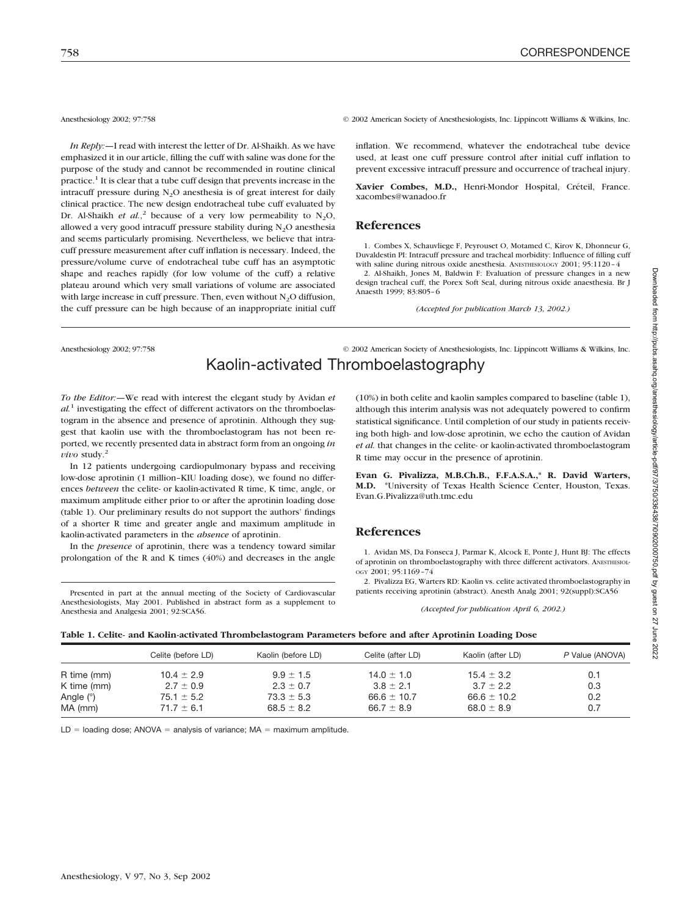*In Reply:*—I read with interest the letter of Dr. Al-Shaikh. As we have emphasized it in our article, filling the cuff with saline was done for the purpose of the study and cannot be recommended in routine clinical practice.[1] It is clear that a tube cuff design that prevents increase in the intracuff pressure during $N_2O$ anesthesia is of great interest for daily clinical practice. The new design endotracheal tube cuff evaluated by Dr. Al-Shaikh *et al.*,[2] because of a very low permeability to $N_2O$, allowed a very good intracuff pressure stability during $N_2O$ anesthesia and seems particularly promising. Nevertheless, we believe that intracuff pressure measurement after cuff inflation is necessary. Indeed, the pressure/volume curve of endotracheal tube cuff has an asymptotic shape and reaches rapidly (for low volume of the cuff) a relative plateau around which very small variations of volume are associated with large increase in cuff pressure. Then, even without $N_2O$ diffusion, the cuff pressure can be high because of an inappropriate initial cuff inflation. We recommend, whatever the endotracheal tube device used, at least one cuff pressure control after initial cuff inflation to prevent excessive intracuff pressure and occurrence of tracheal injury.

**Xavier Combes, M.D.,** Henri-Mondor Hospital, Créteil, France. xacombes@wanadoo.fr

## References

1. Combes X, Schauvliege F, Peyrouset O, Motamed C, Kirov K, Dhonneur G, Duvaldestin PI: Intracuff pressure and tracheal morbidity: Influence of filling cuff with saline during nitrous oxide anesthesia. Anesthesiology 2001; 95:1120–4
2. Al-Shaikh, Jones M, Baldwin F: Evaluation of pressure changes in a new design tracheal cuff, the Porex Soft Seal, during nitrous oxide anaesthesia. Br J Anaesth 1999; 83:805–6

*(Accepted for publication March 13, 2002.)*

Anesthesiology 2002; 97:758 © 2002 American Society of Anesthesiologists, Inc. Lippincott Williams & Wilkins, Inc.

# Kaolin-activated Thromboelastography

*To the Editor:*—We read with interest the elegant study by Avidan *et al.*[1] investigating the effect of different activators on the thromboelastogram in the absence and presence of aprotinin. Although they suggest that kaolin use with the thromboelastogram has not been reported, we recently presented data in abstract form from an ongoing *in vivo* study.[2]

In 12 patients undergoing cardiopulmonary bypass and receiving low-dose aprotinin (1 million–KIU loading dose), we found no differences *between* the celite- or kaolin-activated R time, K time, angle, or maximum amplitude either prior to or after the aprotinin loading dose (table 1). Our preliminary results do not support the authors' findings of a shorter R time and greater angle and maximum amplitude in kaolin-activated parameters in the *absence* of aprotinin.

In the *presence* of aprotinin, there was a tendency toward similar prolongation of the R and K times (40%) and decreases in the angle (10%) in both celite and kaolin samples compared to baseline (table 1), although this interim analysis was not adequately powered to confirm statistical significance. Until completion of our study in patients receiving both high- and low-dose aprotinin, we echo the caution of Avidan *et al.* that changes in the celite- or kaolin-activated thromboelastogram R time may occur in the presence of aprotinin.

**Evan G. Pivalizza, M.B.Ch.B., F.F.A.S.A.,\* R. David Warters, M.D.** \*University of Texas Health Science Center, Houston, Texas. Evan.G.Pivalizza@uth.tmc.edu

Presented in part at the annual meeting of the Society of Cardiovascular Anesthesiologists, May 2001. Published in abstract form as a supplement to Anesthesia and Analgesia 2001; 92:SCA56.

## References

1. Avidan MS, Da Fonseca J, Parmar K, Alcock E, Ponte J, Hunt BJ: The effects of aprotinin on thromboelastography with three different activators. Anesthesiology 2001; 95:1169–74
2. Pivalizza EG, Warters RD: Kaolin vs. celite activated thromboelastography in patients receiving aprotinin (abstract). Anesth Analg 2001; 92(suppl):SCA56

*(Accepted for publication April 6, 2002.)*

**Table 1. Celite- and Kaolin-activated Thrombelastogram Parameters before and after Aprotinin Loading Dose**

| | Celite (before LD) | Kaolin (before LD) | Celite (after LD) | Kaolin (after LD) | *P* Value (ANOVA) |
|---|---|---|---|---|---|
| R time (mm) | 10.4 ± 2.9 | 9.9 ± 1.5 | 14.0 ± 1.0 | 15.4 ± 3.2 | 0.1 |
| K time (mm) | 2.7 ± 0.9 | 2.3 ± 0.7 | 3.8 ± 2.1 | 3.7 ± 2.2 | 0.3 |
| Angle (°) | 75.1 ± 5.2 | 73.3 ± 5.3 | 66.6 ± 10.7 | 66.6 ± 10.2 | 0.2 |
| MA (mm) | 71.7 ± 6.1 | 68.5 ± 8.2 | 66.7 ± 8.9 | 68.0 ± 8.9 | 0.7 |

LD = loading dose; ANOVA = analysis of variance; MA = maximum amplitude.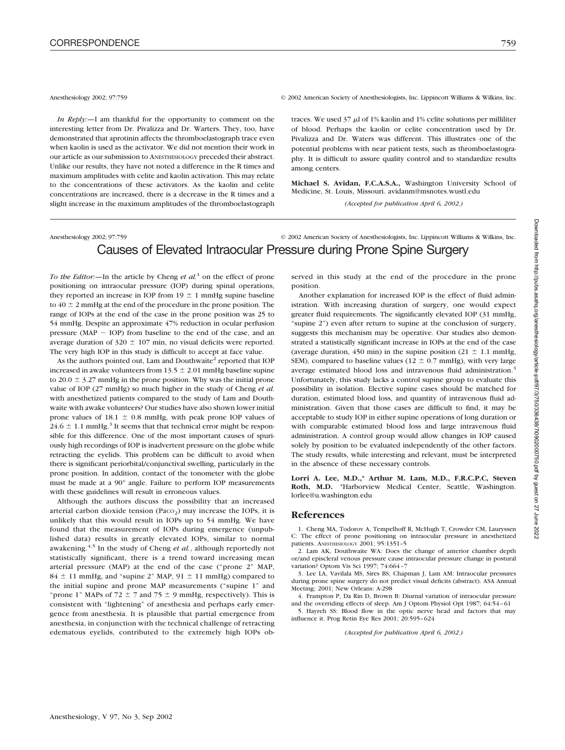*In Reply:*—I am thankful for the opportunity to comment on the interesting letter from Dr. Pivalizza and Dr. Warters. They, too, have demonstrated that aprotinin affects the thromboelastograph trace even when kaolin is used as the activator. We did not mention their work in our article as our submission to ANESTHESIOLOGY preceded their abstract. Unlike our results, they have not noted a difference in the R times and maximum amplitudes with celite and kaolin activation. This may relate to the concentrations of these activators. As the kaolin and celite concentrations are increased, there is a decrease in the R times and a slight increase in the maximum amplitudes of the thromboelastograph traces. We used 37 $\mu$l of 1% kaolin and 1% celite solutions per milliliter of blood. Perhaps the kaolin or celite concentration used by Dr. Pivalizza and Dr. Waters was different. This illustrates one of the potential problems with near patient tests, such as thromboelastography. It is difficult to assure quality control and to standardize results among centers.

**Michael S. Avidan, F.C.A.S.A.,** Washington University School of Medicine, St. Louis, Missouri. avidanm@msnotes.wustl.edu

*(Accepted for publication April 6, 2002.)*

Anesthesiology 2002; 97:759 © 2002 American Society of Anesthesiologists, Inc. Lippincott Williams & Wilkins, Inc.

# Causes of Elevated Intraocular Pressure during Prone Spine Surgery

*To the Editor:*—In the article by Cheng *et al.*[1] on the effect of prone positioning on intraocular pressure (IOP) during spinal operations, they reported an increase in IOP from 19 ± 1 mmHg supine baseline to 40 ± 2 mmHg at the end of the procedure in the prone position. The range of IOPs at the end of the case in the prone position was 25 to 54 mmHg. Despite an approximate 47% reduction in ocular perfusion pressure (MAP − IOP) from baseline to the end of the case, and an average duration of 320 ± 107 min, no visual deficits were reported. The very high IOP in this study is difficult to accept at face value.

As the authors pointed out, Lam and Douthwaite[2] reported that IOP increased in awake volunteers from 13.5 ± 2.01 mmHg baseline supine to 20.0 ± 3.27 mmHg in the prone position. Why was the initial prone value of IOP (27 mmHg) so much higher in the study of Cheng *et al.* with anesthetized patients compared to the study of Lam and Douthwaite with awake volunteers? Our studies have also shown lower initial prone values of 18.1 ± 0.8 mmHg, with peak prone IOP values of 24.6 ± 1.1 mmHg.[3] It seems that that technical error might be responsible for this difference. One of the most important causes of spuriously high recordings of IOP is inadvertent pressure on the globe while retracting the eyelids. This problem can be difficult to avoid when there is significant periorbital/conjunctival swelling, particularly in the prone position. In addition, contact of the tonometer with the globe must be made at a 90° angle. Failure to perform IOP measurements with these guidelines will result in erroneous values.

Although the authors discuss the possibility that an increased arterial carbon dioxide tension ($Pa_{CO_2}$) may increase the IOPs, it is unlikely that this would result in IOPs up to 54 mmHg. We have found that the measurement of IOPs during emergence (unpublished data) results in greatly elevated IOPs, similar to normal awakening.[4,5] In the study of Cheng *et al.*, although reportedly not statistically significant, there is a trend toward increasing mean arterial pressure (MAP) at the end of the case ("prone 2" MAP, 84 ± 11 mmHg, and "supine 2" MAP, 91 ± 11 mmHg) compared to the initial supine and prone MAP measurements ("supine 1" and "prone 1" MAPs of 72 ± 7 and 75 ± 9 mmHg, respectively). This is consistent with "lightening" of anesthesia and perhaps early emergence from anesthesia. It is plausible that partial emergence from anesthesia, in conjunction with the technical challenge of retracting edematous eyelids, contributed to the extremely high IOPs observed in this study at the end of the procedure in the prone position.

Another explanation for increased IOP is the effect of fluid administration. With increasing duration of surgery, one would expect greater fluid requirements. The significantly elevated IOP (31 mmHg, "supine 2") even after return to supine at the conclusion of surgery, suggests this mechanism may be operative. Our studies also demonstrated a statistically significant increase in IOPs at the end of the case (average duration, 450 min) in the supine position (21 ± 1.1 mmHg, SEM), compared to baseline values (12 ± 0.7 mmHg), with very large average estimated blood loss and intravenous fluid administration.[3] Unfortunately, this study lacks a control supine group to evaluate this possibility in isolation. Elective supine cases should be matched for duration, estimated blood loss, and quantity of intravenous fluid administration. Given that those cases are difficult to find, it may be acceptable to study IOP in either supine operations of long duration or with comparable estimated blood loss and large intravenous fluid administration. A control group would allow changes in IOP caused solely by position to be evaluated independently of the other factors. The study results, while interesting and relevant, must be interpreted in the absence of these necessary controls.

**Lorri A. Lee, M.D.,\* Arthur M. Lam, M.D., F.R.C.P.C, Steven Roth, M.D.** \*Harborview Medical Center, Seattle, Washington. lorlee@u.washington.edu

## References

1. Cheng MA, Todorov A, Tempelhoff R, McHugh T, Crowder CM, Lauryssen C: The effect of prone positioning on intraocular pressure in anesthetized patients. ANESTHESIOLOGY 2001; 95:1351–5
2. Lam AK, Douthwaite WA: Does the change of anterior chamber depth or/and episcleral venous pressure cause intraocular pressure change in postural variation? Optom Vis Sci 1997; 74:664–7
3. Lee LA, Vavilala MS, Sires BS, Chapman J, Lam AM: Intraocular pressures during prone spine surgery do not predict visual deficits (abstract). ASA Annual Meeting; 2001; New Orleans: A-298
4. Frampton P, Da Rin D, Brown B: Diurnal variation of intraocular pressure and the overriding effects of sleep. Am J Optom Physiol Opt 1987; 64:54–61
5. Hayreh SS: Blood flow in the optic nerve head and factors that may influence it. Prog Retin Eye Res 2001; 20:595–624

*(Accepted for publication April 6, 2002.)*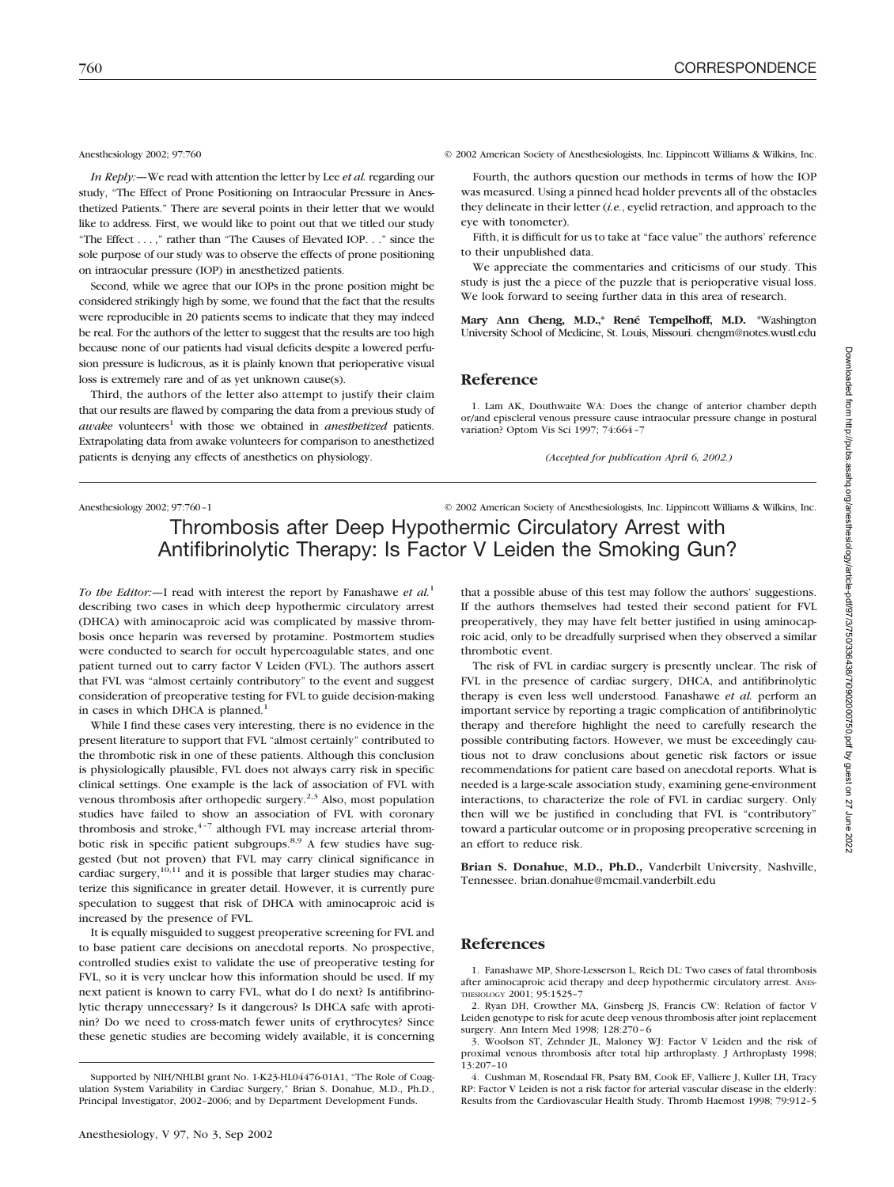Anesthesiology 2002; 97:760 © 2002 American Society of Anesthesiologists, Inc. Lippincott Williams & Wilkins, Inc.

*In Reply:*—We read with attention the letter by Lee *et al.* regarding our study, "The Effect of Prone Positioning on Intraocular Pressure in Anesthetized Patients." There are several points in their letter that we would like to address. First, we would like to point out that we titled our study "The Effect . . . ," rather than "The Causes of Elevated IOP. . ." since the sole purpose of our study was to observe the effects of prone positioning on intraocular pressure (IOP) in anesthetized patients.

Second, while we agree that our IOPs in the prone position might be considered strikingly high by some, we found that the fact that the results were reproducible in 20 patients seems to indicate that they may indeed be real. For the authors of the letter to suggest that the results are too high because none of our patients had visual deficits despite a lowered perfusion pressure is ludicrous, as it is plainly known that perioperative visual loss is extremely rare and of as yet unknown cause(s).

Third, the authors of the letter also attempt to justify their claim that our results are flawed by comparing the data from a previous study of *awake* volunteers[1] with those we obtained in *anesthetized* patients. Extrapolating data from awake volunteers for comparison to anesthetized patients is denying any effects of anesthetics on physiology.

Fourth, the authors question our methods in terms of how the IOP was measured. Using a pinned head holder prevents all of the obstacles they delineate in their letter (*i.e.*, eyelid retraction, and approach to the eye with tonometer).

Fifth, it is difficult for us to take at "face value" the authors' reference to their unpublished data.

We appreciate the commentaries and criticisms of our study. This study is just the a piece of the puzzle that is perioperative visual loss. We look forward to seeing further data in this area of research.

**Mary Ann Cheng, M.D.,\* René Tempelhoff, M.D.** \*Washington University School of Medicine, St. Louis, Missouri. chengm@notes.wustl.edu

## Reference

1. Lam AK, Douthwaite WA: Does the change of anterior chamber depth or/and episcleral venous pressure cause intraocular pressure change in postural variation? Optom Vis Sci 1997; 74:664–7

*(Accepted for publication April 6, 2002.)*

---

Anesthesiology 2002; 97:760–1 © 2002 American Society of Anesthesiologists, Inc. Lippincott Williams & Wilkins, Inc.

# Thrombosis after Deep Hypothermic Circulatory Arrest with Antifibrinolytic Therapy: Is Factor V Leiden the Smoking Gun?

*To the Editor:*—I read with interest the report by Fanashawe *et al.*[1] describing two cases in which deep hypothermic circulatory arrest (DHCA) with aminocaproic acid was complicated by massive thrombosis once heparin was reversed by protamine. Postmortem studies were conducted to search for occult hypercoagulable states, and one patient turned out to carry factor V Leiden (FVL). The authors assert that FVL was "almost certainly contributory" to the event and suggest consideration of preoperative testing for FVL to guide decision-making in cases in which DHCA is planned.[1]

While I find these cases very interesting, there is no evidence in the present literature to support that FVL "almost certainly" contributed to the thrombotic risk in one of these patients. Although this conclusion is physiologically plausible, FVL does not always carry risk in specific clinical settings. One example is the lack of association of FVL with venous thrombosis after orthopedic surgery.[2,3] Also, most population studies have failed to show an association of FVL with coronary thrombosis and stroke,[4–7] although FVL may increase arterial thrombotic risk in specific patient subgroups.[8,9] A few studies have suggested (but not proven) that FVL may carry clinical significance in cardiac surgery,[10,11] and it is possible that larger studies may characterize this significance in greater detail. However, it is currently pure speculation to suggest that risk of DHCA with aminocaproic acid is increased by the presence of FVL.

It is equally misguided to suggest preoperative screening for FVL and to base patient care decisions on anecdotal reports. No prospective, controlled studies exist to validate the use of preoperative testing for FVL, so it is very unclear how this information should be used. If my next patient is known to carry FVL, what do I do next? Is antifibrinolytic therapy unnecessary? Is it dangerous? Is DHCA safe with aprotinin? Do we need to cross-match fewer units of erythrocytes? Since these genetic studies are becoming widely available, it is concerning that a possible abuse of this test may follow the authors' suggestions. If the authors themselves had tested their second patient for FVL preoperatively, they may have felt better justified in using aminocaproic acid, only to be dreadfully surprised when they observed a similar thrombotic event.

The risk of FVL in cardiac surgery is presently unclear. The risk of FVL in the presence of cardiac surgery, DHCA, and antifibrinolytic therapy is even less well understood. Fanashawe *et al.* perform an important service by reporting a tragic complication of antifibrinolytic therapy and therefore highlight the need to carefully research the possible contributing factors. However, we must be exceedingly cautious not to draw conclusions about genetic risk factors or issue recommendations for patient care based on anecdotal reports. What is needed is a large-scale association study, examining gene-environment interactions, to characterize the role of FVL in cardiac surgery. Only then will we be justified in concluding that FVL is "contributory" toward a particular outcome or in proposing preoperative screening in an effort to reduce risk.

**Brian S. Donahue, M.D., Ph.D.,** Vanderbilt University, Nashville, Tennessee. brian.donahue@mcmail.vanderbilt.edu

Supported by NIH/NHLBI grant No. 1-K23-HL04476-01A1, "The Role of Coagulation System Variability in Cardiac Surgery," Brian S. Donahue, M.D., Ph.D., Principal Investigator, 2002–2006; and by Department Development Funds.

## References

1. Fanashawe MP, Shore-Lesserson L, Reich DL: Two cases of fatal thrombosis after aminocaproic acid therapy and deep hypothermic circulatory arrest. Anesthesiology 2001; 95:1525–7
2. Ryan DH, Crowther MA, Ginsberg JS, Francis CW: Relation of factor V Leiden genotype to risk for acute deep venous thrombosis after joint replacement surgery. Ann Intern Med 1998; 128:270–6
3. Woolson ST, Zehnder JL, Maloney WJ: Factor V Leiden and the risk of proximal venous thrombosis after total hip arthroplasty. J Arthroplasty 1998; 13:207–10
4. Cushman M, Rosendaal FR, Psaty BM, Cook EF, Valliere J, Kuller LH, Tracy RP: Factor V Leiden is not a risk factor for arterial vascular disease in the elderly: Results from the Cardiovascular Health Study. Thromb Haemost 1998; 79:912–5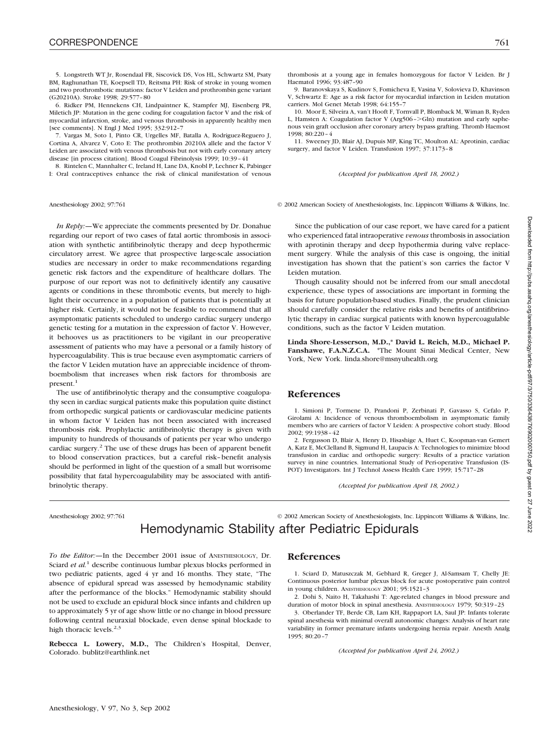5. Longstreth WT Jr, Rosendaal FR, Siscovick DS, Vos HL, Schwartz SM, Psaty BM, Raghunathan TE, Koepsell TD, Reitsma PH: Risk of stroke in young women and two prothrombotic mutations: factor V Leiden and prothrombin gene variant (G20210A). Stroke 1998; 29:577–80

6. Ridker PM, Hennekens CH, Lindpaintner K, Stampfer MJ, Eisenberg PR, Miletich JP: Mutation in the gene coding for coagulation factor V and the risk of myocardial infarction, stroke, and venous thrombosis in apparently healthy men [see comments]. N Engl J Med 1995; 332:912–7

7. Vargas M, Soto I, Pinto CR, Urgelles MF, Batalla A, Rodriguez-Reguero J, Cortina A, Alvarez V, Coto E: The prothrombin 20210A allele and the factor V Leiden are associated with venous thrombosis but not with early coronary artery disease [in process citation]. Blood Coagul Fibrinolysis 1999; 10:39–41

8. Rintelen C, Mannhalter C, Ireland H, Lane DA, Knobl P, Lechner K, Pabinger I: Oral contraceptives enhance the risk of clinical manifestation of venous thrombosis at a young age in females homozygous for factor V Leiden. Br J Haematol 1996; 93:487–90

9. Baranovskaya S, Kudinov S, Fomicheva E, Vasina V, Solovieva D, Khavinson V, Schwartz E: Age as a risk factor for myocardial infarction in Leiden mutation carriers. Mol Genet Metab 1998; 64:155–7

10. Moor E, Silveira A, van't Hooft F, Tornvall P, Blomback M, Wiman B, Ryden L, Hamsten A: Coagulation factor V (Arg506→Gln) mutation and early saphenous vein graft occlusion after coronary artery bypass grafting. Thromb Haemost 1998; 80:220–4

11. Sweeney JD, Blair AJ, Dupuis MP, King TC, Moulton AL: Aprotinin, cardiac surgery, and factor V Leiden. Transfusion 1997; 37:1173–8

*(Accepted for publication April 18, 2002.)*

*In Reply:*—We appreciate the comments presented by Dr. Donahue regarding our report of two cases of fatal aortic thrombosis in association with synthetic antifibrinolytic therapy and deep hypothermic circulatory arrest. We agree that prospective large-scale association studies are necessary in order to make recommendations regarding genetic risk factors and the expenditure of healthcare dollars. The purpose of our report was not to definitively identify any causative agents or conditions in these thrombotic events, but merely to highlight their occurrence in a population of patients that is potentially at higher risk. Certainly, it would not be feasible to recommend that all asymptomatic patients scheduled to undergo cardiac surgery undergo genetic testing for a mutation in the expression of factor V. However, it behooves us as practitioners to be vigilant in our preoperative assessment of patients who may have a personal or a family history of hypercoagulability. This is true because even asymptomatic carriers of the factor V Leiden mutation have an appreciable incidence of thromboembolism that increases when risk factors for thrombosis are present.[1]

The use of antifibrinolytic therapy and the consumptive coagulopathy seen in cardiac surgical patients make this population quite distinct from orthopedic surgical patients or cardiovascular medicine patients in whom factor V Leiden has not been associated with increased thrombosis risk. Prophylactic antifibrinolytic therapy is given with impunity to hundreds of thousands of patients per year who undergo cardiac surgery.[2] The use of these drugs has been of apparent benefit to blood conservation practices, but a careful risk–benefit analysis should be performed in light of the question of a small but worrisome possibility that fatal hypercoagulability may be associated with antifibrinolytic therapy.

Since the publication of our case report, we have cared for a patient who experienced fatal intraoperative *venous* thrombosis in association with aprotinin therapy and deep hypothermia during valve replacement surgery. While the analysis of this case is ongoing, the initial investigation has shown that the patient's son carries the factor V Leiden mutation.

Though causality should not be inferred from our small anecdotal experience, these types of associations are important in forming the basis for future population-based studies. Finally, the prudent clinician should carefully consider the relative risks and benefits of antifibrinolytic therapy in cardiac surgical patients with known hypercoagulable conditions, such as the factor V Leiden mutation.

**Linda Shore-Lesserson, M.D.,\* David L. Reich, M.D., Michael P. Fanshawe, F.A.N.Z.C.A.** \*The Mount Sinai Medical Center, New York, New York. linda.shore@msnyuhealth.org

## References

1. Simioni P, Tormene D, Prandoni P, Zerbinati P, Gavasso S, Cefalo P, Girolami A: Incidence of venous thromboembolism in asymptomatic family members who are carriers of factor V Leiden: A prospective cohort study. Blood 2002; 99:1938–42

2. Fergusson D, Blair A, Henry D, Hisashige A, Huet C, Koopman-van Gemert A, Katz E, McClelland B, Sigmund H, Laupacis A: Technologies to minimize blood transfusion in cardiac and orthopedic surgery: Results of a practice variation survey in nine countries. International Study of Peri-operative Transfusion (ISPOT) Investigators. Int J Technol Assess Health Care 1999; 15:717–28

*(Accepted for publication April 18, 2002.)*

# Hemodynamic Stability after Pediatric Epidurals

*To the Editor:*—In the December 2001 issue of ANESTHESIOLOGY, Dr. Sciard *et al.*[1] describe continuous lumbar plexus blocks performed in two pediatric patients, aged 4 yr and 16 months. They state, "The absence of epidural spread was assessed by hemodynamic stability after the performance of the blocks." Hemodynamic stability should not be used to exclude an epidural block since infants and children up to approximately 5 yr of age show little or no change in blood pressure following central neuraxial blockade, even dense spinal blockade to high thoracic levels.[2,3]

**Rebecca L. Lowery, M.D.,** The Children's Hospital, Denver, Colorado. bublitz@earthlink.net

## References

1. Sciard D, Matuszczak M, Gebhard R, Greger J, Al-Samsam T, Chelly JE: Continuous posterior lumbar plexus block for acute postoperative pain control in young children. ANESTHESIOLOGY 2001; 95:1521–3

2. Dohi S, Naito H, Takahashi T: Age-related changes in blood pressure and duration of motor block in spinal anesthesia. ANESTHESIOLOGY 1979; 50:319–23

3. Oberlander TF, Berde CB, Lam KH, Rappaport LA, Saul JP: Infants tolerate spinal anesthesia with minimal overall autonomic changes: Analysis of heart rate variability in former premature infants undergoing hernia repair. Anesth Analg 1995; 80:20–7

*(Accepted for publication April 24, 2002.)*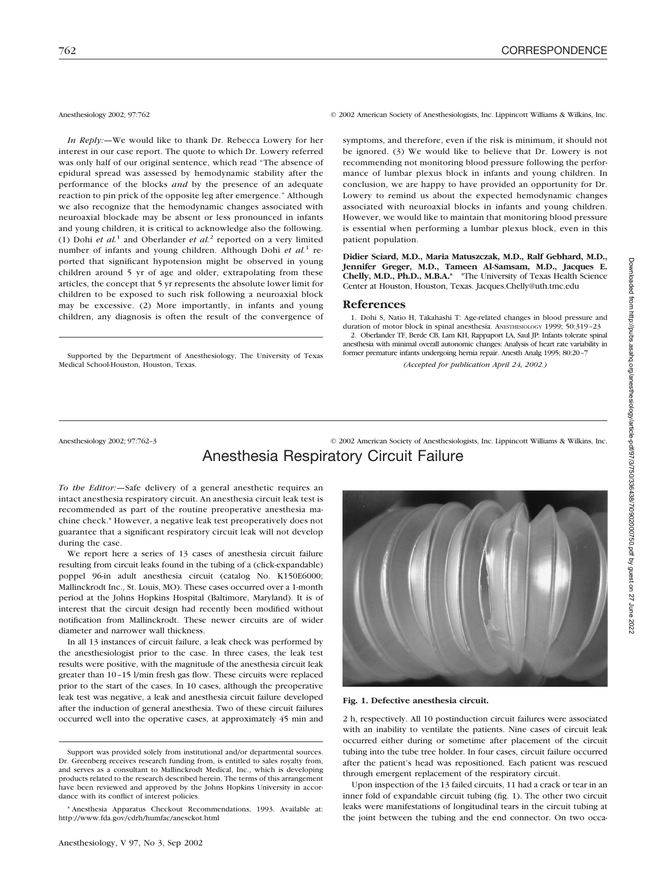Anesthesiology 2002; 97:762 © 2002 American Society of Anesthesiologists, Inc. Lippincott Williams & Wilkins, Inc.

*In Reply:*—We would like to thank Dr. Rebecca Lowery for her interest in our case report. The quote to which Dr. Lowery referred was only half of our original sentence, which read "The absence of epidural spread was assessed by hemodynamic stability after the performance of the blocks *and* by the presence of an adequate reaction to pin prick of the opposite leg after emergence." Although we also recognize that the hemodynamic changes associated with neuroaxial blockade may be absent or less pronounced in infants and young children, it is critical to acknowledge also the following. (1) Dohi *et al.*[1] and Oberlander *et al.*[2] reported on a very limited number of infants and young children. Although Dohi *et al.*[1] reported that significant hypotension might be observed in young children around 5 yr of age and older, extrapolating from these articles, the concept that 5 yr represents the absolute lower limit for children to be exposed to such risk following a neuroaxial block may be excessive. (2) More importantly, in infants and young children, any diagnosis is often the result of the convergence of symptoms, and therefore, even if the risk is minimum, it should not be ignored. (3) We would like to believe that Dr. Lowery is not recommending not monitoring blood pressure following the performance of lumbar plexus block in infants and young children. In conclusion, we are happy to have provided an opportunity for Dr. Lowery to remind us about the expected hemodynamic changes associated with neuroaxial blocks in infants and young children. However, we would like to maintain that monitoring blood pressure is essential when performing a lumbar plexus block, even in this patient population.

**Didier Sciard, M.D., Maria Matuszczak, M.D., Ralf Gebhard, M.D., Jennifer Greger, M.D., Tameen Al-Samsam, M.D., Jacques E. Chelly, M.D., Ph.D., M.B.A.*** *The University of Texas Health Science Center at Houston, Houston, Texas. Jacques.Chelly@uth.tmc.edu

Supported by the Department of Anesthesiology, The University of Texas Medical School-Houston, Houston, Texas.

## References

1. Dohi S, Natio H, Takahashi T: Age-related changes in blood pressure and duration of motor block in spinal anesthesia. ANESTHESIOLOGY 1999; 50:319–23
2. Oberlander TF, Berde CB, Lam KH, Rappaport LA, Saul JP: Infants tolerate spinal anesthesia with minimal overall autonomic changes: Analysis of heart rate variability in former premature infants undergoing hernia repair. Anesth Analg 1995; 80:20–7

*(Accepted for publication April 24, 2002.)*

---

Anesthesiology 2002; 97:762–3 © 2002 American Society of Anesthesiologists, Inc. Lippincott Williams & Wilkins, Inc.

# Anesthesia Respiratory Circuit Failure

*To the Editor:*—Safe delivery of a general anesthetic requires an intact anesthesia respiratory circuit. An anesthesia circuit leak test is recommended as part of the routine preoperative anesthesia machine check.* However, a negative leak test preoperatively does not guarantee that a significant respiratory circuit leak will not develop during the case.

We report here a series of 13 cases of anesthesia circuit failure resulting from circuit leaks found in the tubing of a (click-expandable) poppel 96-in adult anesthesia circuit (catalog No. K150E6000; Mallinckrodt Inc., St. Louis, MO). These cases occurred over a 1-month period at the Johns Hopkins Hospital (Baltimore, Maryland). It is of interest that the circuit design had recently been modified without notification from Mallinckrodt. These newer circuits are of wider diameter and narrower wall thickness.

In all 13 instances of circuit failure, a leak check was performed by the anesthesiologist prior to the case. In three cases, the leak test results were positive, with the magnitude of the anesthesia circuit leak greater than 10–15 l/min fresh gas flow. These circuits were replaced prior to the start of the cases. In 10 cases, although the preoperative leak test was negative, a leak and anesthesia circuit failure developed after the induction of general anesthesia. Two of these circuit failures occurred well into the operative cases, at approximately 45 min and 2 h, respectively. All 10 postinduction circuit failures were associated with an inability to ventilate the patients. Nine cases of circuit leak occurred either during or sometime after placement of the circuit tubing into the tube tree holder. In four cases, circuit failure occurred after the patient's head was repositioned. Each patient was rescued through emergent replacement of the respiratory circuit.

**Fig. 1. Defective anesthesia circuit.**

Upon inspection of the 13 failed circuits, 11 had a crack or tear in an inner fold of expandable circuit tubing (fig. 1). The other two circuit leaks were manifestations of longitudinal tears in the circuit tubing at the joint between the tubing and the end connector. On two occa-

Support was provided solely from institutional and/or departmental sources. Dr. Greenberg receives research funding from, is entitled to sales royalty from, and serves as a consultant to Mallinckrodt Medical, Inc., which is developing products related to the research described herein. The terms of this arrangement have been reviewed and approved by the Johns Hopkins University in accordance with its conflict of interest policies.

* Anesthesia Apparatus Checkout Recommendations, 1993. Available at: http://www.fda.gov/cdrh/humfac/anesckot.html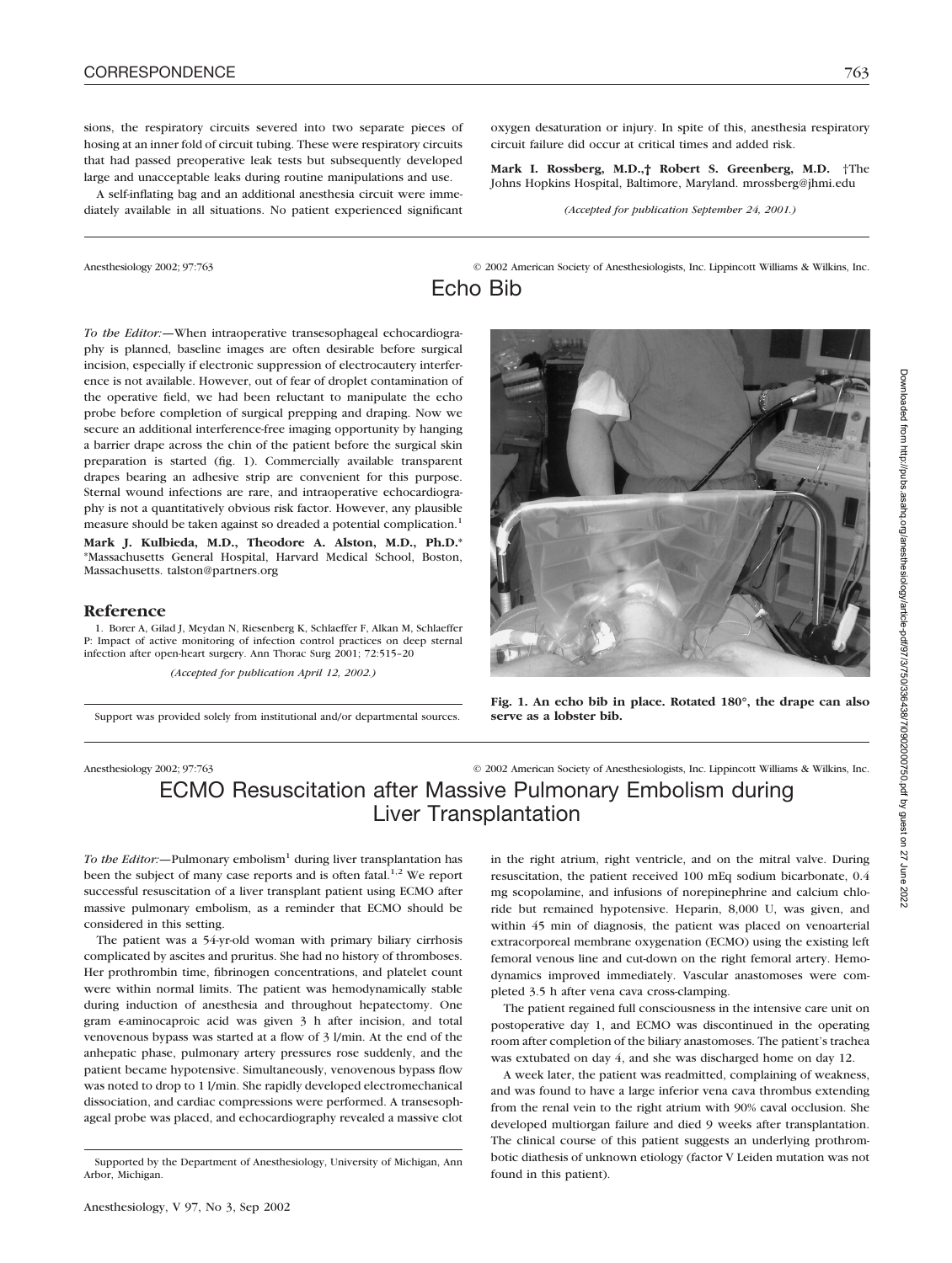sions, the respiratory circuits severed into two separate pieces of hosing at an inner fold of circuit tubing. These were respiratory circuits that had passed preoperative leak tests but subsequently developed large and unacceptable leaks during routine manipulations and use.

A self-inflating bag and an additional anesthesia circuit were immediately available in all situations. No patient experienced significant oxygen desaturation or injury. In spite of this, anesthesia respiratory circuit failure did occur at critical times and added risk.

**Mark I. Rossberg, M.D.,† Robert S. Greenberg, M.D.** †The Johns Hopkins Hospital, Baltimore, Maryland. mrossberg@jhmi.edu

*(Accepted for publication September 24, 2001.)*

---

Anesthesiology 2002; 97:763 © 2002 American Society of Anesthesiologists, Inc. Lippincott Williams & Wilkins, Inc.

# Echo Bib

*To the Editor:*—When intraoperative transesophageal echocardiography is planned, baseline images are often desirable before surgical incision, especially if electronic suppression of electrocautery interference is not available. However, out of fear of droplet contamination of the operative field, we had been reluctant to manipulate the echo probe before completion of surgical prepping and draping. Now we secure an additional interference-free imaging opportunity by hanging a barrier drape across the chin of the patient before the surgical skin preparation is started (fig. 1). Commercially available transparent drapes bearing an adhesive strip are convenient for this purpose. Sternal wound infections are rare, and intraoperative echocardiography is not a quantitatively obvious risk factor. However, any plausible measure should be taken against so dreaded a potential complication.[1]

**Mark J. Kulbieda, M.D., Theodore A. Alston, M.D., Ph.D.*** *Massachusetts General Hospital, Harvard Medical School, Boston, Massachusetts. talston@partners.org

## Reference

1. Borer A, Gilad J, Meydan N, Riesenberg K, Schlaeffer F, Alkan M, Schlaeffer P: Impact of active monitoring of infection control practices on deep sternal infection after open-heart surgery. Ann Thorac Surg 2001; 72:515–20

*(Accepted for publication April 12, 2002.)*

Support was provided solely from institutional and/or departmental sources.

**Fig. 1. An echo bib in place. Rotated 180°, the drape can also serve as a lobster bib.**

---

Anesthesiology 2002; 97:763 © 2002 American Society of Anesthesiologists, Inc. Lippincott Williams & Wilkins, Inc.

# ECMO Resuscitation after Massive Pulmonary Embolism during Liver Transplantation

*To the Editor:*—Pulmonary embolism[1] during liver transplantation has been the subject of many case reports and is often fatal.[1,2] We report successful resuscitation of a liver transplant patient using ECMO after massive pulmonary embolism, as a reminder that ECMO should be considered in this setting.

The patient was a 54-yr-old woman with primary biliary cirrhosis complicated by ascites and pruritus. She had no history of thromboses. Her prothrombin time, fibrinogen concentrations, and platelet count were within normal limits. The patient was hemodynamically stable during induction of anesthesia and throughout hepatectomy. One gram ε-aminocaproic acid was given 3 h after incision, and total venovenous bypass was started at a flow of 3 l/min. At the end of the anhepatic phase, pulmonary artery pressures rose suddenly, and the patient became hypotensive. Simultaneously, venovenous bypass flow was noted to drop to 1 l/min. She rapidly developed electromechanical dissociation, and cardiac compressions were performed. A transesophageal probe was placed, and echocardiography revealed a massive clot in the right atrium, right ventricle, and on the mitral valve. During resuscitation, the patient received 100 mEq sodium bicarbonate, 0.4 mg scopolamine, and infusions of norepinephrine and calcium chloride but remained hypotensive. Heparin, 8,000 U, was given, and within 45 min of diagnosis, the patient was placed on venoarterial extracorporeal membrane oxygenation (ECMO) using the existing left femoral venous line and cut-down on the right femoral artery. Hemodynamics improved immediately. Vascular anastomoses were completed 3.5 h after vena cava cross-clamping.

The patient regained full consciousness in the intensive care unit on postoperative day 1, and ECMO was discontinued in the operating room after completion of the biliary anastomoses. The patient's trachea was extubated on day 4, and she was discharged home on day 12.

A week later, the patient was readmitted, complaining of weakness, and was found to have a large inferior vena cava thrombus extending from the renal vein to the right atrium with 90% caval occlusion. She developed multiorgan failure and died 9 weeks after transplantation. The clinical course of this patient suggests an underlying prothrombotic diathesis of unknown etiology (factor V Leiden mutation was not found in this patient).

Supported by the Department of Anesthesiology, University of Michigan, Ann Arbor, Michigan.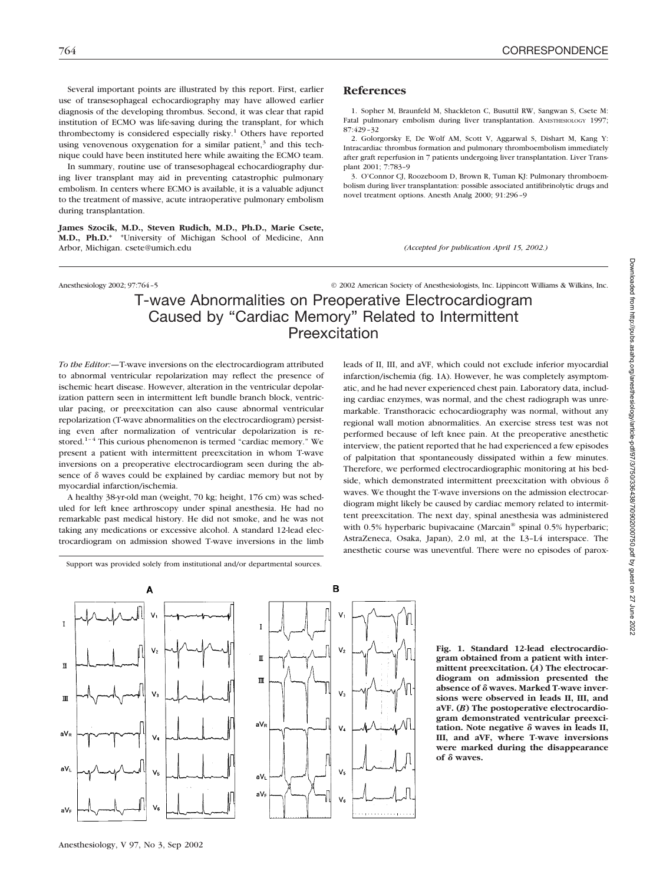Several important points are illustrated by this report. First, earlier use of transesophageal echocardiography may have allowed earlier diagnosis of the developing thrombus. Second, it was clear that rapid institution of ECMO was life-saving during the transplant, for which thrombectomy is considered especially risky.[1] Others have reported using venovenous oxygenation for a similar patient,[3] and this technique could have been instituted here while awaiting the ECMO team.

In summary, routine use of transesophageal echocardiography during liver transplant may aid in preventing catastrophic pulmonary embolism. In centers where ECMO is available, it is a valuable adjunct to the treatment of massive, acute intraoperative pulmonary embolism during transplantation.

**James Szocik, M.D., Steven Rudich, M.D., Ph.D., Marie Csete, M.D., Ph.D.*** *University of Michigan School of Medicine, Ann Arbor, Michigan. csete@umich.edu

## References

1. Sopher M, Braunfeld M, Shackleton C, Busuttil RW, Sangwan S, Csete M: Fatal pulmonary embolism during liver transplantation. ANESTHESIOLOGY 1997; 87:429–32
2. Golorgorsky E, De Wolf AM, Scott V, Aggarwal S, Dishart M, Kang Y: Intracardiac thrombus formation and pulmonary thromboembolism immediately after graft reperfusion in 7 patients undergoing liver transplantation. Liver Transplant 2001; 7:783–9
3. O'Connor CJ, Roozeboom D, Brown R, Tuman KJ: Pulmonary thromboembolism during liver transplantation: possible associated antifibrinolytic drugs and novel treatment options. Anesth Analg 2000; 91:296–9

*(Accepted for publication April 15, 2002.)*

Anesthesiology 2002; 97:764–5 © 2002 American Society of Anesthesiologists, Inc. Lippincott Williams & Wilkins, Inc.

# T-wave Abnormalities on Preoperative Electrocardiogram Caused by "Cardiac Memory" Related to Intermittent Preexcitation

*To the Editor:*—T-wave inversions on the electrocardiogram attributed to abnormal ventricular repolarization may reflect the presence of ischemic heart disease. However, alteration in the ventricular depolarization pattern seen in intermittent left bundle branch block, ventricular pacing, or preexcitation can also cause abnormal ventricular repolarization (T-wave abnormalities on the electrocardiogram) persisting even after normalization of ventricular depolarization is restored.[1–4] This curious phenomenon is termed "cardiac memory." We present a patient with intermittent preexcitation in whom T-wave inversions on a preoperative electrocardiogram seen during the absence of δ waves could be explained by cardiac memory but not by myocardial infarction/ischemia.

A healthy 38-yr-old man (weight, 70 kg; height, 176 cm) was scheduled for left knee arthroscopy under spinal anesthesia. He had no remarkable past medical history. He did not smoke, and he was not taking any medications or excessive alcohol. A standard 12-lead electrocardiogram on admission showed T-wave inversions in the limb leads of II, III, and aVF, which could not exclude inferior myocardial infarction/ischemia (fig. 1A). However, he was completely asymptomatic, and he had never experienced chest pain. Laboratory data, including cardiac enzymes, was normal, and the chest radiograph was unremarkable. Transthoracic echocardiography was normal, without any regional wall motion abnormalities. An exercise stress test was not performed because of left knee pain. At the preoperative anesthetic interview, the patient reported that he had experienced a few episodes of palpitation that spontaneously dissipated within a few minutes. Therefore, we performed electrocardiographic monitoring at his bedside, which demonstrated intermittent preexcitation with obvious δ waves. We thought the T-wave inversions on the admission electrocardiogram might likely be caused by cardiac memory related to intermittent preexcitation. The next day, spinal anesthesia was administered with 0.5% hyperbaric bupivacaine (Marcain® spinal 0.5% hyperbaric; AstraZeneca, Osaka, Japan), 2.0 ml, at the L3–L4 interspace. The anesthetic course was uneventful. There were no episodes of parox-

Support was provided solely from institutional and/or departmental sources.

**Fig. 1. Standard 12-lead electrocardiogram obtained from a patient with intermittent preexcitation. (*A*) The electrocardiogram on admission presented the absence of δ waves. Marked T-wave inversions were observed in leads II, III, and aVF. (*B*) The postoperative electrocardiogram demonstrated ventricular preexcitation. Note negative δ waves in leads II, III, and aVF, where T-wave inversions were marked during the disappearance of δ waves.**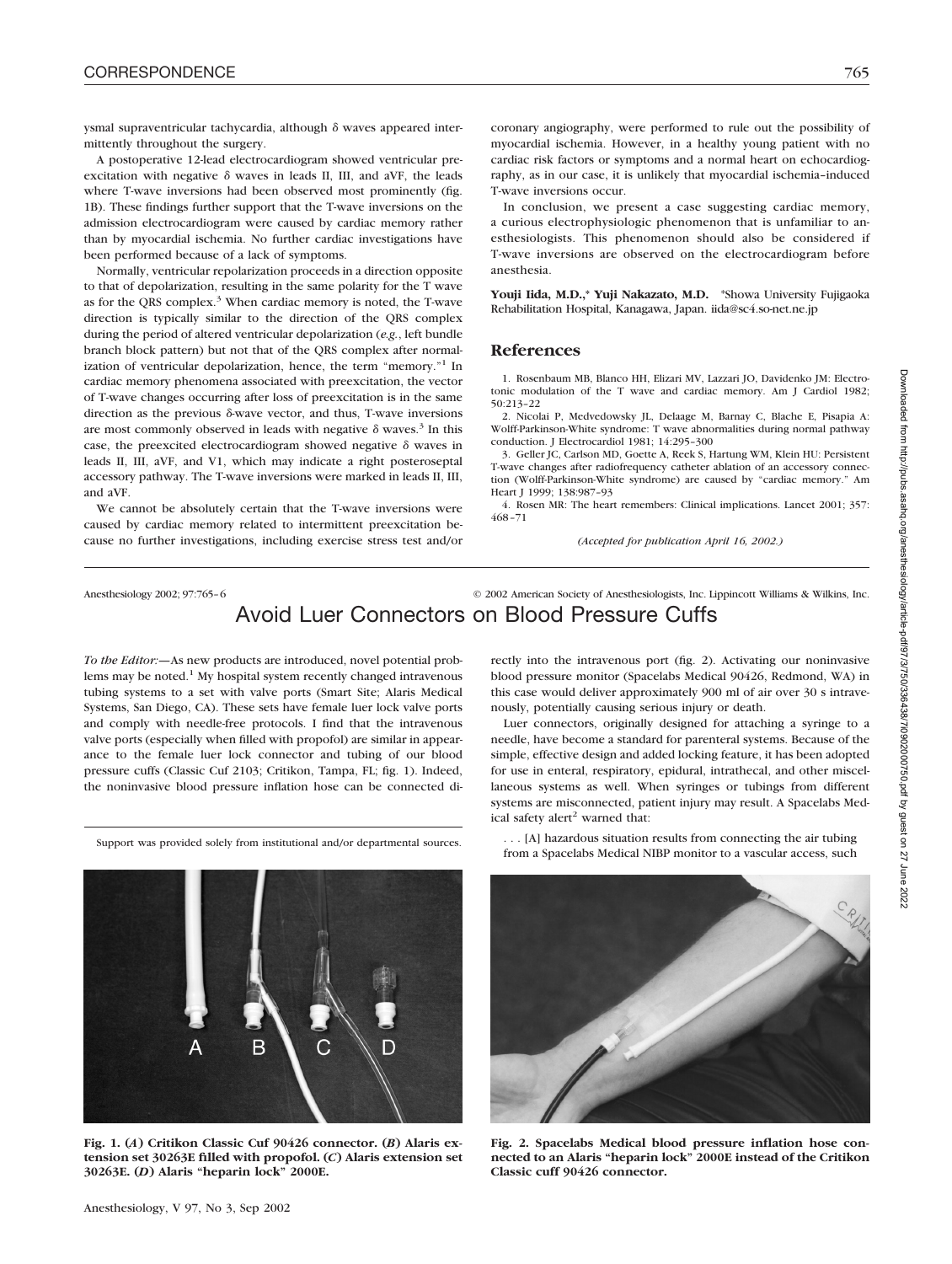ysmal supraventricular tachycardia, although δ waves appeared intermittently throughout the surgery.

A postoperative 12-lead electrocardiogram showed ventricular preexcitation with negative δ waves in leads II, III, and aVF, the leads where T-wave inversions had been observed most prominently (fig. 1B). These findings further support that the T-wave inversions on the admission electrocardiogram were caused by cardiac memory rather than by myocardial ischemia. No further cardiac investigations have been performed because of a lack of symptoms.

Normally, ventricular repolarization proceeds in a direction opposite to that of depolarization, resulting in the same polarity for the T wave as for the QRS complex.[3] When cardiac memory is noted, the T-wave direction is typically similar to the direction of the QRS complex during the period of altered ventricular depolarization (*e.g.*, left bundle branch block pattern) but not that of the QRS complex after normalization of ventricular depolarization, hence, the term "memory."[1] In cardiac memory phenomena associated with preexcitation, the vector of T-wave changes occurring after loss of preexcitation is in the same direction as the previous δ-wave vector, and thus, T-wave inversions are most commonly observed in leads with negative δ waves.[3] In this case, the preexcited electrocardiogram showed negative δ waves in leads II, III, aVF, and V1, which may indicate a right posteroseptal accessory pathway. The T-wave inversions were marked in leads II, III, and aVF.

We cannot be absolutely certain that the T-wave inversions were caused by cardiac memory related to intermittent preexcitation because no further investigations, including exercise stress test and/or coronary angiography, were performed to rule out the possibility of myocardial ischemia. However, in a healthy young patient with no cardiac risk factors or symptoms and a normal heart on echocardiography, as in our case, it is unlikely that myocardial ischemia–induced T-wave inversions occur.

In conclusion, we present a case suggesting cardiac memory, a curious electrophysiologic phenomenon that is unfamiliar to anesthesiologists. This phenomenon should also be considered if T-wave inversions are observed on the electrocardiogram before anesthesia.

**Youji Iida, M.D.,\* Yuji Nakazato, M.D.** \*Showa University Fujigaoka Rehabilitation Hospital, Kanagawa, Japan. iida@sc4.so-net.ne.jp

## References

1. Rosenbaum MB, Blanco HH, Elizari MV, Lazzari JO, Davidenko JM: Electrotonic modulation of the T wave and cardiac memory. Am J Cardiol 1982; 50:213–22
2. Nicolai P, Medvedowsky JL, Delaage M, Barnay C, Blache E, Pisapia A: Wolff-Parkinson-White syndrome: T wave abnormalities during normal pathway conduction. J Electrocardiol 1981; 14:295–300
3. Geller JC, Carlson MD, Goette A, Reek S, Hartung WM, Klein HU: Persistent T-wave changes after radiofrequency catheter ablation of an accessory connection (Wolff-Parkinson-White syndrome) are caused by "cardiac memory." Am Heart J 1999; 138:987–93
4. Rosen MR: The heart remembers: Clinical implications. Lancet 2001; 357: 468–71

*(Accepted for publication April 16, 2002.)*

Anesthesiology 2002; 97:765–6 © 2002 American Society of Anesthesiologists, Inc. Lippincott Williams & Wilkins, Inc.

# Avoid Luer Connectors on Blood Pressure Cuffs

*To the Editor:*—As new products are introduced, novel potential problems may be noted.[1] My hospital system recently changed intravenous tubing systems to a set with valve ports (Smart Site; Alaris Medical Systems, San Diego, CA). These sets have female luer lock valve ports and comply with needle-free protocols. I find that the intravenous valve ports (especially when filled with propofol) are similar in appearance to the female luer lock connector and tubing of our blood pressure cuffs (Classic Cuf 2103; Critikon, Tampa, FL; fig. 1). Indeed, the noninvasive blood pressure inflation hose can be connected directly into the intravenous port (fig. 2). Activating our noninvasive blood pressure monitor (Spacelabs Medical 90426, Redmond, WA) in this case would deliver approximately 900 ml of air over 30 s intravenously, potentially causing serious injury or death.

Support was provided solely from institutional and/or departmental sources.

**Fig. 1. (*A*) Critikon Classic Cuf 90426 connector. (*B*) Alaris extension set 30263E filled with propofol. (*C*) Alaris extension set 30263E. (*D*) Alaris "heparin lock" 2000E.**

Luer connectors, originally designed for attaching a syringe to a needle, have become a standard for parenteral systems. Because of the simple, effective design and added locking feature, it has been adopted for use in enteral, respiratory, epidural, intrathecal, and other miscellaneous systems as well. When syringes or tubings from different systems are misconnected, patient injury may result. A Spacelabs Medical safety alert[2] warned that:

. . . [A] hazardous situation results from connecting the air tubing from a Spacelabs Medical NIBP monitor to a vascular access, such

**Fig. 2. Spacelabs Medical blood pressure inflation hose connected to an Alaris "heparin lock" 2000E instead of the Critikon Classic cuff 90426 connector.**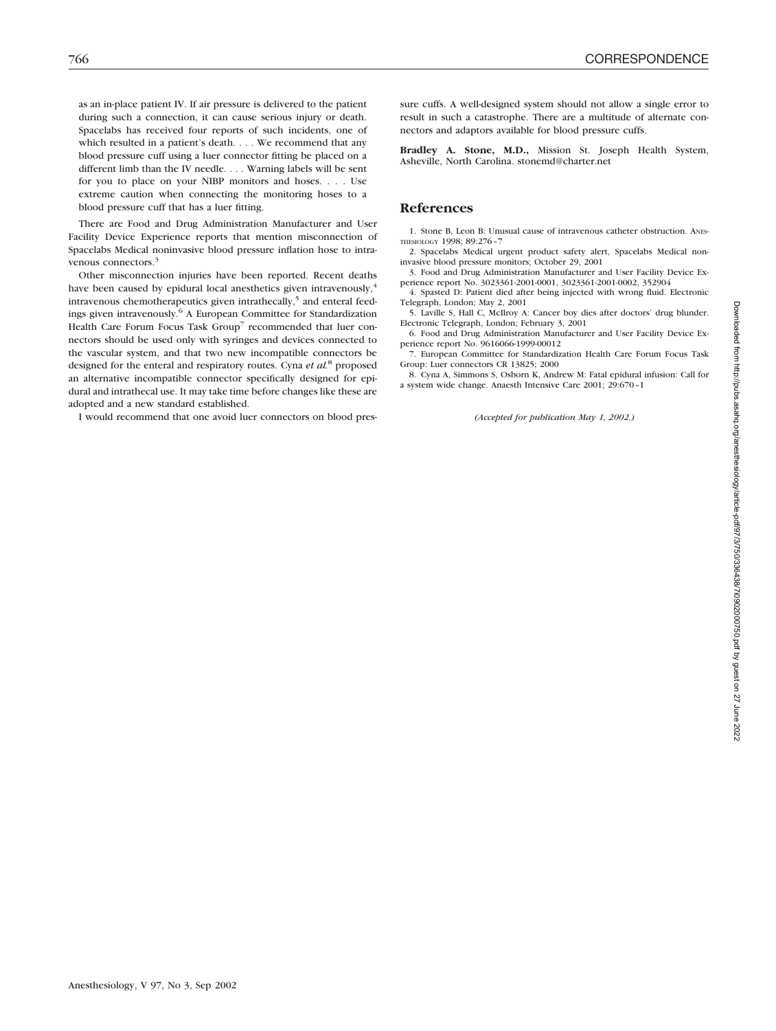as an in-place patient IV. If air pressure is delivered to the patient during such a connection, it can cause serious injury or death. Spacelabs has received four reports of such incidents, one of which resulted in a patient's death. . . . We recommend that any blood pressure cuff using a luer connector fitting be placed on a different limb than the IV needle. . . . Warning labels will be sent for you to place on your NIBP monitors and hoses. . . . Use extreme caution when connecting the monitoring hoses to a blood pressure cuff that has a luer fitting.

There are Food and Drug Administration Manufacturer and User Facility Device Experience reports that mention misconnection of Spacelabs Medical noninvasive blood pressure inflation hose to intravenous connectors.[3]

Other misconnection injuries have been reported. Recent deaths have been caused by epidural local anesthetics given intravenously,[4] intravenous chemotherapeutics given intrathecally,[5] and enteral feedings given intravenously.[6] A European Committee for Standardization Health Care Forum Focus Task Group[7] recommended that luer connectors should be used only with syringes and devices connected to the vascular system, and that two new incompatible connectors be designed for the enteral and respiratory routes. Cyna *et al.*[8] proposed an alternative incompatible connector specifically designed for epidural and intrathecal use. It may take time before changes like these are adopted and a new standard established.

I would recommend that one avoid luer connectors on blood pressure cuffs. A well-designed system should not allow a single error to result in such a catastrophe. There are a multitude of alternate connectors and adaptors available for blood pressure cuffs.

**Bradley A. Stone, M.D.,** Mission St. Joseph Health System, Asheville, North Carolina. stonemd@charter.net

## References

1. Stone B, Leon B: Unusual cause of intravenous catheter obstruction. ANESTHESIOLOGY 1998; 89:276–7
2. Spacelabs Medical urgent product safety alert, Spacelabs Medical noninvasive blood pressure monitors; October 29, 2001
3. Food and Drug Administration Manufacturer and User Facility Device Experience report No. 3023361-2001-0001, 3023361-2001-0002, 352904
4. Spasted D: Patient died after being injected with wrong fluid. Electronic Telegraph, London; May 2, 2001
5. Laville S, Hall C, McIlroy A: Cancer boy dies after doctors' drug blunder. Electronic Telegraph, London; February 3, 2001
6. Food and Drug Administration Manufacturer and User Facility Device Experience report No. 9616066-1999-00012
7. European Committee for Standardization Health Care Forum Focus Task Group: Luer connectors CR 13825; 2000
8. Cyna A, Simmons S, Osborn K, Andrew M: Fatal epidural infusion: Call for a system wide change. Anaesth Intensive Care 2001; 29:670–1

*(Accepted for publication May 1, 2002.)*